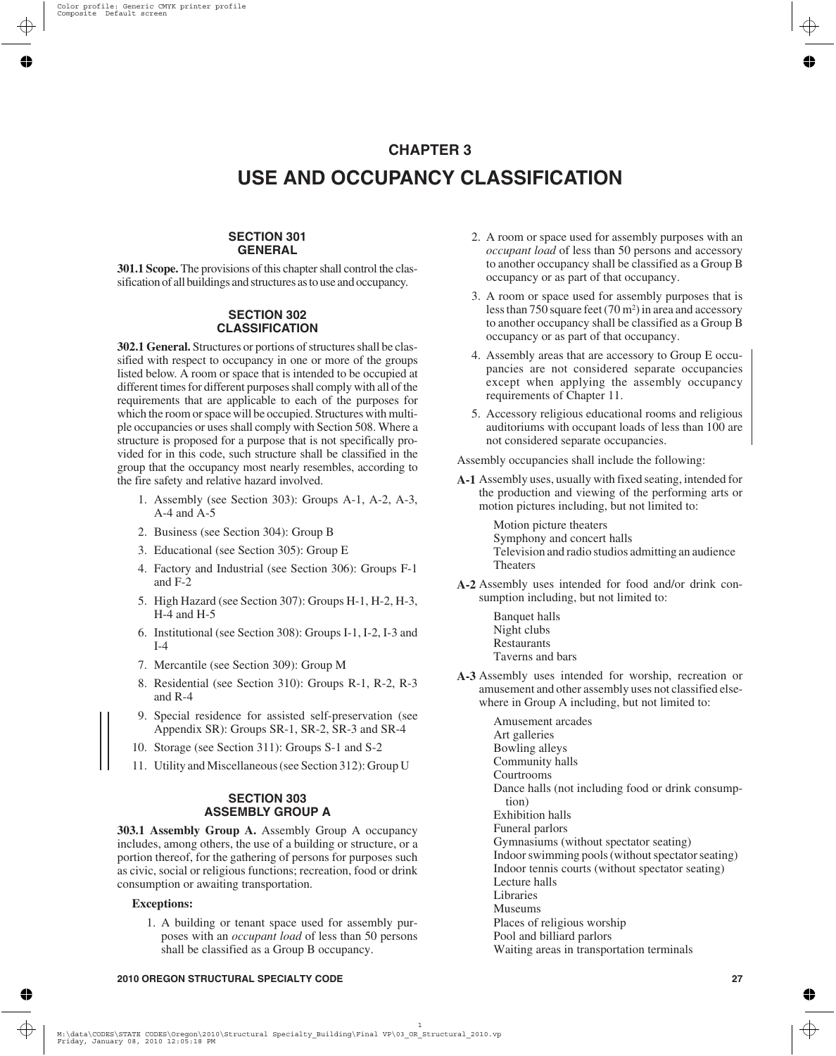# CHAPTER 3

# USE AND OCCUPANCY CLASSIFICATION

## SECTION 301 GENERAL

**301.1 Scope.** The provisions of this chapter shall control the classification of all buildings and structures as to use and occupancy.

## SECTION 302 CLASSIFICATION

**302.1 General.** Structures or portions of structures shall be classified with respect to occupancy in one or more of the groups listed below. A room or space that is intended to be occupied at different times for different purposes shall comply with all of the requirements that are applicable to each of the purposes for which the room or space will be occupied. Structures with multiple occupancies or uses shall comply with Section 508. Where a structure is proposed for a purpose that is not specifically provided for in this code, such structure shall be classified in the group that the occupancy most nearly resembles, according to the fire safety and relative hazard involved.

1. Assembly (see Section 303): Groups A-1, A-2, A-3, A-4 and A-5
2. Business (see Section 304): Group B
3. Educational (see Section 305): Group E
4. Factory and Industrial (see Section 306): Groups F-1 and F-2
5. High Hazard (see Section 307): Groups H-1, H-2, H-3, H-4 and H-5
6. Institutional (see Section 308): Groups I-1, I-2, I-3 and I-4
7. Mercantile (see Section 309): Group M
8. Residential (see Section 310): Groups R-1, R-2, R-3 and R-4
9. Special residence for assisted self-preservation (see Appendix SR): Groups SR-1, SR-2, SR-3 and SR-4
10. Storage (see Section 311): Groups S-1 and S-2
11. Utility and Miscellaneous (see Section 312): Group U

## SECTION 303 ASSEMBLY GROUP A

**303.1 Assembly Group A.** Assembly Group A occupancy includes, among others, the use of a building or structure, or a portion thereof, for the gathering of persons for purposes such as civic, social or religious functions; recreation, food or drink consumption or awaiting transportation.

**Exceptions:**

1. A building or tenant space used for assembly purposes with an *occupant load* of less than 50 persons shall be classified as a Group B occupancy.
2. A room or space used for assembly purposes with an *occupant load* of less than 50 persons and accessory to another occupancy shall be classified as a Group B occupancy or as part of that occupancy.
3. A room or space used for assembly purposes that is less than 750 square feet (70 $m^2$) in area and accessory to another occupancy shall be classified as a Group B occupancy or as part of that occupancy.
4. Assembly areas that are accessory to Group E occupancies are not considered separate occupancies except when applying the assembly occupancy requirements of Chapter 11.
5. Accessory religious educational rooms and religious auditoriums with occupant loads of less than 100 are not considered separate occupancies.

Assembly occupancies shall include the following:

**A-1** Assembly uses, usually with fixed seating, intended for the production and viewing of the performing arts or motion pictures including, but not limited to:

- Motion picture theaters
- Symphony and concert halls
- Television and radio studios admitting an audience
- Theaters

**A-2** Assembly uses intended for food and/or drink consumption including, but not limited to:

- Banquet halls
- Night clubs
- Restaurants
- Taverns and bars

**A-3** Assembly uses intended for worship, recreation or amusement and other assembly uses not classified elsewhere in Group A including, but not limited to:

- Amusement arcades
- Art galleries
- Bowling alleys
- Community halls
- Courtrooms
- Dance halls (not including food or drink consumption)
- Exhibition halls
- Funeral parlors
- Gymnasiums (without spectator seating)
- Indoor swimming pools (without spectator seating)
- Indoor tennis courts (without spectator seating)
- Lecture halls
- Libraries
- Museums
- Places of religious worship
- Pool and billiard parlors
- Waiting areas in transportation terminals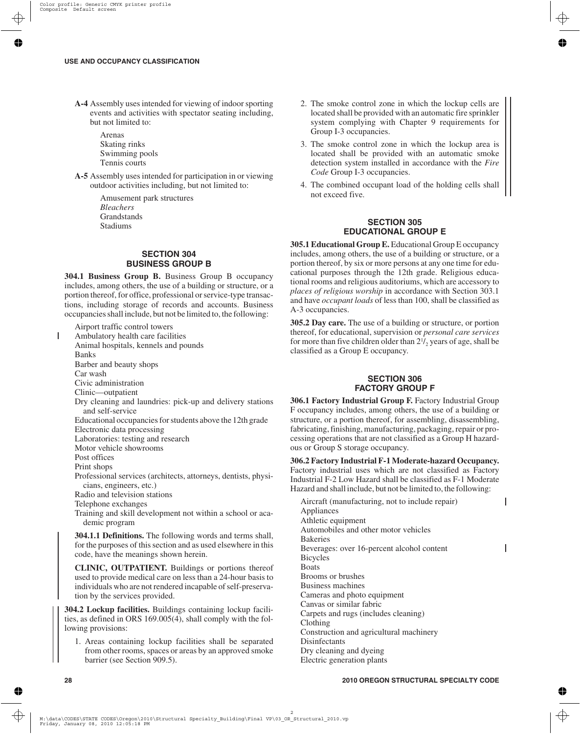**A-4** Assembly uses intended for viewing of indoor sporting events and activities with spectator seating including, but not limited to:

Arenas
Skating rinks
Swimming pools
Tennis courts

**A-5** Assembly uses intended for participation in or viewing outdoor activities including, but not limited to:

Amusement park structures
*Bleachers*
Grandstands
Stadiums

## SECTION 304 BUSINESS GROUP B

**304.1 Business Group B.** Business Group B occupancy includes, among others, the use of a building or structure, or a portion thereof, for office, professional or service-type transactions, including storage of records and accounts. Business occupancies shall include, but not be limited to, the following:

Airport traffic control towers
Ambulatory health care facilities
Animal hospitals, kennels and pounds
Banks
Barber and beauty shops
Car wash
Civic administration
Clinic—outpatient
Dry cleaning and laundries: pick-up and delivery stations and self-service
Educational occupancies for students above the 12th grade
Electronic data processing
Laboratories: testing and research
Motor vehicle showrooms
Post offices
Print shops
Professional services (architects, attorneys, dentists, physicians, engineers, etc.)
Radio and television stations
Telephone exchanges
Training and skill development not within a school or academic program

**304.1.1 Definitions.** The following words and terms shall, for the purposes of this section and as used elsewhere in this code, have the meanings shown herein.

**CLINIC, OUTPATIENT.** Buildings or portions thereof used to provide medical care on less than a 24-hour basis to individuals who are not rendered incapable of self-preservation by the services provided.

**304.2 Lockup facilities.** Buildings containing lockup facilities, as defined in ORS 169.005(4), shall comply with the following provisions:

1. Areas containing lockup facilities shall be separated from other rooms, spaces or areas by an approved smoke barrier (see Section 909.5).
2. The smoke control zone in which the lockup cells are located shall be provided with an automatic fire sprinkler system complying with Chapter 9 requirements for Group I-3 occupancies.
3. The smoke control zone in which the lockup area is located shall be provided with an automatic smoke detection system installed in accordance with the *Fire Code* Group I-3 occupancies.
4. The combined occupant load of the holding cells shall not exceed five.

## SECTION 305 EDUCATIONAL GROUP E

**305.1 Educational Group E.** Educational Group E occupancy includes, among others, the use of a building or structure, or a portion thereof, by six or more persons at any one time for educational purposes through the 12th grade. Religious educational rooms and religious auditoriums, which are accessory to *places of religious worship* in accordance with Section 303.1 and have *occupant loads* of less than 100, shall be classified as A-3 occupancies.

**305.2 Day care.** The use of a building or structure, or portion thereof, for educational, supervision or *personal care services* for more than five children older than $2^1/_2$ years of age, shall be classified as a Group E occupancy.

## SECTION 306 FACTORY GROUP F

**306.1 Factory Industrial Group F.** Factory Industrial Group F occupancy includes, among others, the use of a building or structure, or a portion thereof, for assembling, disassembling, fabricating, finishing, manufacturing, packaging, repair or processing operations that are not classified as a Group H hazardous or Group S storage occupancy.

**306.2 Factory Industrial F-1 Moderate-hazard Occupancy.** Factory industrial uses which are not classified as Factory Industrial F-2 Low Hazard shall be classified as F-1 Moderate Hazard and shall include, but not be limited to, the following:

Aircraft (manufacturing, not to include repair)
Appliances
Athletic equipment
Automobiles and other motor vehicles
Bakeries
Beverages: over 16-percent alcohol content
Bicycles
Boats
Brooms or brushes
Business machines
Cameras and photo equipment
Canvas or similar fabric
Carpets and rugs (includes cleaning)
Clothing
Construction and agricultural machinery
Disinfectants
Dry cleaning and dyeing
Electric generation plants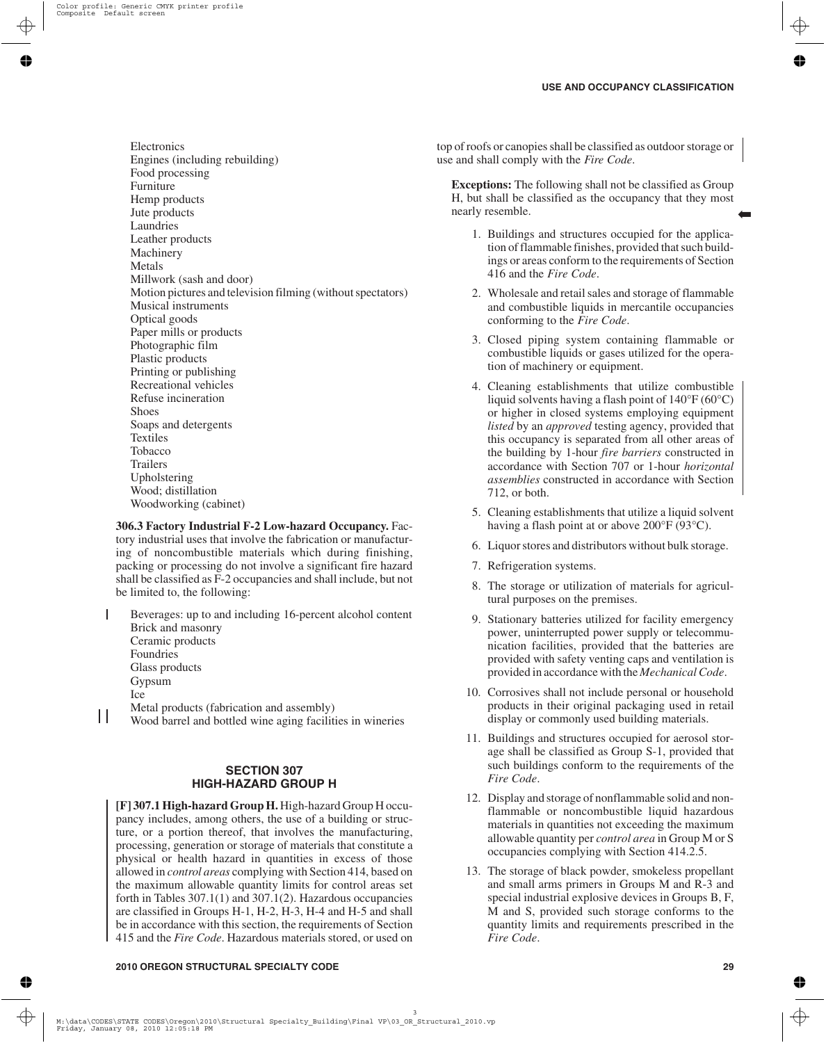Electronics
Engines (including rebuilding)
Food processing
Furniture
Hemp products
Jute products
Laundries
Leather products
Machinery
Metals
Millwork (sash and door)
Motion pictures and television filming (without spectators)
Musical instruments
Optical goods
Paper mills or products
Photographic film
Plastic products
Printing or publishing
Recreational vehicles
Refuse incineration
Shoes
Soaps and detergents
Textiles
Tobacco
Trailers
Upholstering
Wood; distillation
Woodworking (cabinet)

**306.3 Factory Industrial F-2 Low-hazard Occupancy.** Factory industrial uses that involve the fabrication or manufacturing of noncombustible materials which during finishing, packing or processing do not involve a significant fire hazard shall be classified as F-2 occupancies and shall include, but not be limited to, the following:

Beverages: up to and including 16-percent alcohol content
Brick and masonry
Ceramic products
Foundries
Glass products
Gypsum
Ice
Metal products (fabrication and assembly)
Wood barrel and bottled wine aging facilities in wineries

## SECTION 307
## HIGH-HAZARD GROUP H

**[F] 307.1 High-hazard Group H.** High-hazard Group H occupancy includes, among others, the use of a building or structure, or a portion thereof, that involves the manufacturing, processing, generation or storage of materials that constitute a physical or health hazard in quantities in excess of those allowed in *control areas* complying with Section 414, based on the maximum allowable quantity limits for control areas set forth in Tables 307.1(1) and 307.1(2). Hazardous occupancies are classified in Groups H-1, H-2, H-3, H-4 and H-5 and shall be in accordance with this section, the requirements of Section 415 and the *Fire Code*. Hazardous materials stored, or used on top of roofs or canopies shall be classified as outdoor storage or use and shall comply with the *Fire Code*.

**Exceptions:** The following shall not be classified as Group H, but shall be classified as the occupancy that they most nearly resemble.

1. Buildings and structures occupied for the application of flammable finishes, provided that such buildings or areas conform to the requirements of Section 416 and the *Fire Code*.
2. Wholesale and retail sales and storage of flammable and combustible liquids in mercantile occupancies conforming to the *Fire Code*.
3. Closed piping system containing flammable or combustible liquids or gases utilized for the operation of machinery or equipment.
4. Cleaning establishments that utilize combustible liquid solvents having a flash point of 140°F (60°C) or higher in closed systems employing equipment *listed* by an *approved* testing agency, provided that this occupancy is separated from all other areas of the building by 1-hour *fire barriers* constructed in accordance with Section 707 or 1-hour *horizontal assemblies* constructed in accordance with Section 712, or both.
5. Cleaning establishments that utilize a liquid solvent having a flash point at or above 200°F (93°C).
6. Liquor stores and distributors without bulk storage.
7. Refrigeration systems.
8. The storage or utilization of materials for agricultural purposes on the premises.
9. Stationary batteries utilized for facility emergency power, uninterrupted power supply or telecommunication facilities, provided that the batteries are provided with safety venting caps and ventilation is provided in accordance with the *Mechanical Code*.
10. Corrosives shall not include personal or household products in their original packaging used in retail display or commonly used building materials.
11. Buildings and structures occupied for aerosol storage shall be classified as Group S-1, provided that such buildings conform to the requirements of the *Fire Code*.
12. Display and storage of nonflammable solid and nonflammable or noncombustible liquid hazardous materials in quantities not exceeding the maximum allowable quantity per *control area* in Group M or S occupancies complying with Section 414.2.5.
13. The storage of black powder, smokeless propellant and small arms primers in Groups M and R-3 and special industrial explosive devices in Groups B, F, M and S, provided such storage conforms to the quantity limits and requirements prescribed in the *Fire Code*.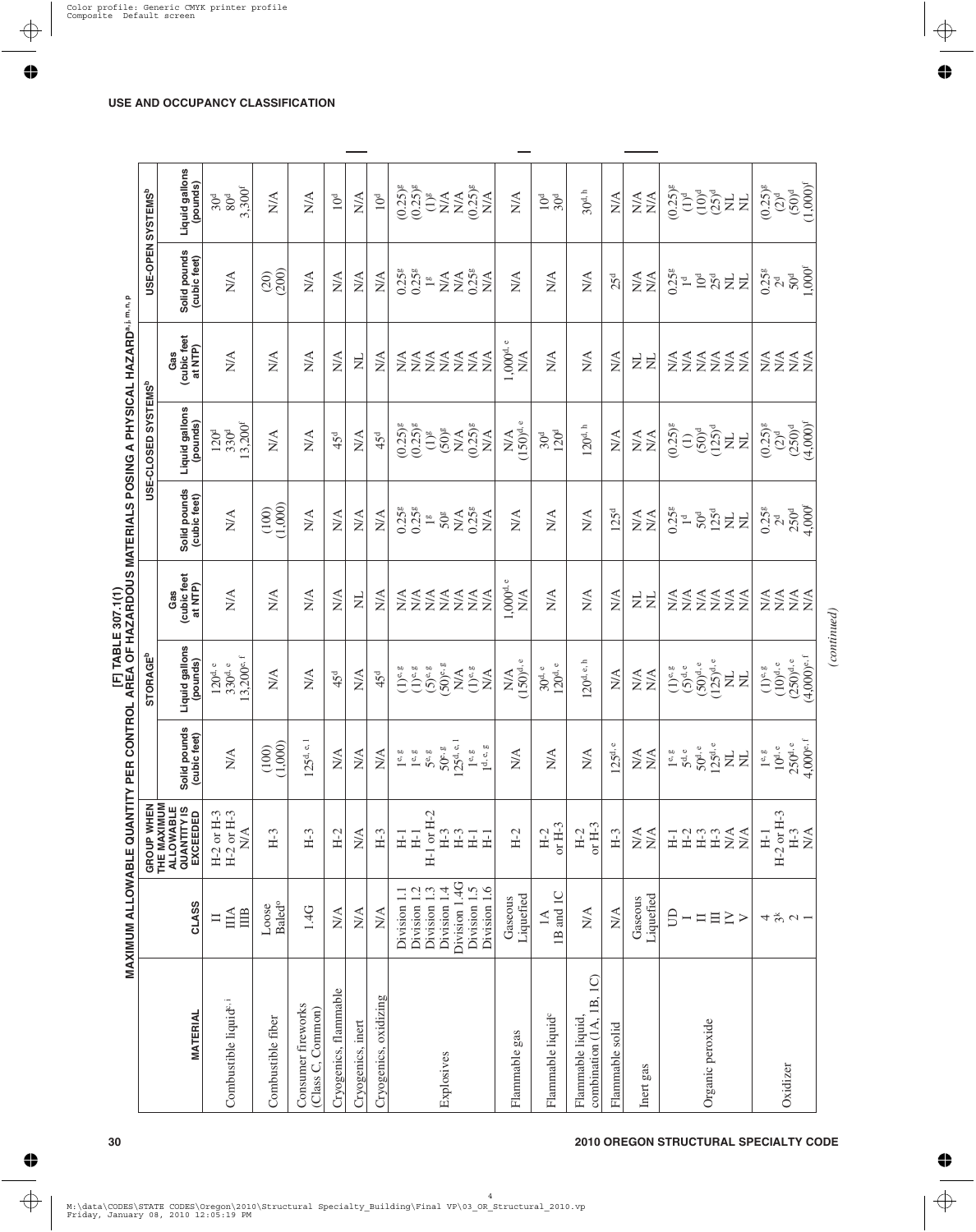## [F] TABLE 307.1(1)
## MAXIMUM ALLOWABLE QUANTITY PER CONTROL AREA OF HAZARDOUS MATERIALS POSING A PHYSICAL HAZARD[a, j, m, n, p]

| MATERIAL | CLASS | GROUP WHEN THE MAXIMUM ALLOWABLE QUANTITY IS EXCEEDED | STORAGE[b] | | | USE-CLOSED SYSTEMS[b] | | | USE-OPEN SYSTEMS[b] | |
|---|---|---|---|---|---|---|---|---|---|---|
| | | | Solid pounds (cubic feet) | Liquid gallons (pounds) | Gas (cubic feet at NTP) | Solid pounds (cubic feet) | Liquid gallons (pounds) | Gas (cubic feet at NTP) | Solid pounds (cubic feet) | Liquid gallons (pounds) |
| Combustible liquid[c, i] | II<br>IIIA<br>IIIB | H-2 or H-3<br>H-2 or H-3<br>N/A | N/A | 120[d, e]<br>330[d, e]<br>13,200[e, f] | N/A | N/A | 120[d]<br>330[d]<br>13,200[f] | N/A | N/A | 30[d]<br>80[d]<br>3,300[f] |
| Combustible fiber | Loose<br>Baled[o] | H-3 | (100)<br>(1,000) | N/A | N/A | (100)<br>(1,000) | N/A | N/A | (20)<br>(200) | N/A |
| Consumer fireworks (Class C, Common) | 1.4G | H-3 | 125[d, e, l] | N/A | N/A | N/A | N/A | N/A | N/A | N/A |
| Cryogenics, flammable | N/A | H-2 | N/A | 45[d] | N/A | N/A | 45[d] | N/A | N/A | 10[d] |
| Cryogenics, inert | N/A | N/A | N/A | N/A | NL | N/A | N/A | NL | N/A | N/A |
| Cryogenics, oxidizing | N/A | H-3 | N/A | 45[d] | N/A | N/A | 45[d] | N/A | N/A | 10[d] |
| Explosives | Division 1.1<br>Division 1.2<br>Division 1.3<br>Division 1.4<br>Division 1.4G<br>Division 1.5<br>Division 1.6 | H-1<br>H-1<br>H-1 or H-2<br>H-3<br>H-3<br>H-1<br>H-1 | 1[e, g]<br>1[e, g]<br>5[e, g]<br>50[e, g]<br>125[d, e, l]<br>1[e, g]<br>1[d, e, g] | (1)[e, g]<br>(1)[e, g]<br>(5)[e, g]<br>(50)[e, g]<br>N/A<br>(1)[e, g]<br>N/A | N/A<br>N/A<br>N/A<br>N/A<br>N/A<br>N/A<br>N/A | 0.25[g]<br>0.25[g]<br>1[g]<br>50[g]<br>N/A<br>0.25[g]<br>N/A | (0.25)[g]<br>(0.25)[g]<br>(1)[g]<br>(50)[g]<br>N/A<br>(0.25)[g]<br>N/A | N/A<br>N/A<br>N/A<br>N/A<br>N/A<br>N/A<br>N/A | 0.25[g]<br>0.25[g]<br>1[g]<br>N/A<br>N/A<br>0.25[g]<br>N/A | (0.25)[g]<br>(0.25)[g]<br>(1)[g]<br>N/A<br>N/A<br>(0.25)[g]<br>N/A |
| Flammable gas | Gaseous<br>Liquefied | H-2 | N/A | N/A<br>(150)[d, e] | 1,000[d, e]<br>N/A | N/A | N/A<br>(150)[d, e] | 1,000[d, e]<br>N/A | N/A | N/A |
| Flammable liquid[c] | 1A<br>1B and 1C | H-2<br>or H-3 | N/A | 30[d, e]<br>120[d, e] | N/A | N/A | 30[d]<br>120[d] | N/A | N/A | 10[d]<br>30[d] |
| Flammable liquid, combination (1A, 1B, 1C) | N/A | H-2<br>or H-3 | N/A | 120[d, e, h] | N/A | N/A | 120[d, h] | N/A | N/A | 30[d, h] |
| Flammable solid | N/A | H-3 | 125[d, e] | N/A | N/A | 125[d] | N/A | N/A | 25[d] | N/A |
| Inert gas | Gaseous<br>Liquefied | N/A<br>N/A | N/A<br>N/A | N/A<br>N/A | NL<br>NL | N/A<br>N/A | N/A<br>N/A | NL<br>NL | N/A<br>N/A | N/A<br>N/A |
| Organic peroxide | UD<br>I<br>II<br>III<br>IV<br>V | H-1<br>H-2<br>H-3<br>H-3<br>N/A<br>N/A | 1[e, g]<br>5[d, e]<br>50[d, e]<br>125[d, e]<br>NL<br>NL | (1)[e, g]<br>(5)[d, e]<br>(50)[d, e]<br>(125)[d, e]<br>NL<br>NL | N/A<br>N/A<br>N/A<br>N/A<br>N/A<br>N/A | 0.25[g]<br>1[d]<br>50[d]<br>125[d]<br>NL<br>NL | (0.25)[g]<br>(1)<br>(50)[d]<br>(125)[d]<br>NL<br>NL | N/A<br>N/A<br>N/A<br>N/A<br>N/A<br>N/A | 0.25[g]<br>1[d]<br>10[d]<br>25[d]<br>NL<br>NL | (0.25)[g]<br>(1)[d]<br>(10)[d]<br>(25)[d]<br>NL<br>NL |
| Oxidizer | 4<br>3[k]<br>2<br>1 | H-1<br>H-2 or H-3<br>H-3<br>N/A | 1[e, g]<br>10[d, e]<br>250[d, e]<br>4,000[e, f] | (1)[e, g]<br>(10)[d, e]<br>(250)[d, e]<br>(4,000)[e, f] | N/A<br>N/A<br>N/A<br>N/A | 0.25[g]<br>2[d]<br>250[d]<br>4,000[f] | (0.25)[g]<br>(2)[d]<br>(250)[d]<br>(4,000)[f] | N/A<br>N/A<br>N/A<br>N/A | 0.25[g]<br>2[d]<br>50[d]<br>1,000[f] | (0.25)[g]<br>(2)[d]<br>(50)[d]<br>(1,000)[f] |

*(continued)*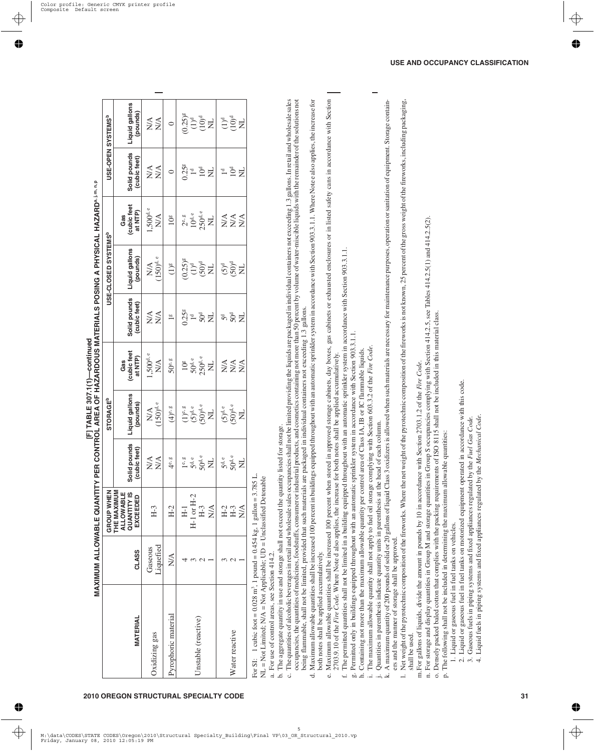**[F] TABLE 307.1(1)—continued**

**MAXIMUM ALLOWABLE QUANTITY PER CONTROL AREA OF HAZARDOUS MATERIALS POSING A PHYSICAL HAZARD[a, j, m, n, p]**

| MATERIAL | CLASS | GROUP WHEN THE MAXIMUM ALLOWABLE QUANTITY IS EXCEEDED | STORAGE[b] | | | USE-CLOSED SYSTEMS[b] | | | USE-OPEN SYSTEMS[b] | |
|---|---|---|---|---|---|---|---|---|---|---|
| | | | Solid pounds (cubic feet) | Liquid gallons (pounds) | Gas (cubic feet at NTP) | Solid pounds (cubic feet) | Liquid gallons (pounds) | Gas (cubic feet at NTP) | Solid pounds (cubic feet) | Liquid gallons (pounds) |
| Oxidizing gas | Gaseous Liquefied | H-3 | N/A N/A | N/A (150)[d, e] | 1,500[d, e] N/A | N/A N/A | N/A (150)[d, e] | 1,500[d, e] N/A | N/A N/A | N/A N/A |
| Pyrophoric material | N/A | H-2 | 4[e, g] | (4)[e, g] | 50[e, g] | 1[g] | (1)[g] | 10[g] | 0 | 0 |
| Unstable (reactive) | 4 3 2 1 | H-1 H-1 or H-2 H-3 N/A | 1[e, g] 5[d, e] 50[d, e] NL | (1)[e, g] (5)[d, e] (50)[d, e] NL | 10[g] 50[d, e] 250[d, e] NL | 0.25[g] 1[d] 50[d] NL | (0.25)[g] (1)[d] (50)[d] NL | 2[e, g] 10[d, e] 250[d, e] NL | 0.25[g] 1[d] 10[d] NL | (0.25)[g] (1)[d] (10)[d] NL |
| Water reactive | 3 2 1 | H-2 H-3 N/A | 5[d, e] 50[d, e] NL | (5)[d, e] (50)[d, e] NL | N/A N/A N/A | 5[d] 50[d] NL | (5)[d] (50)[d] NL | N/A N/A N/A | 1[d] 10[d] NL | (1)[d] (10)[d] NL |

For SI: 1 cubic foot = 0.028 m³, 1 pound = 0.454 kg, 1 gallon = 3.785 L.

NL = Not Limited; N/A = Not Applicable; UD = Unclassified Detonable

a. For use of control areas, see Section 414.2.

b. The aggregate quantity in use and storage shall not exceed the quantity listed for storage.

c. The quantities of alcoholic beverages in retail and wholesale sales occupancies shall not be limited providing the liquids are packaged in individual containers not exceeding 1.3 gallons. In retail and wholesale sales occupancies, the quantities of medicines, foodstuffs, consumer or industrial products, and cosmetics containing not more than 50 percent by volume of water-miscible liquids with the remainder of the solutions not being flammable, shall not be limited, provided that such materials are packaged in individual containers not exceeding 1.3 gallons.

d. Maximum allowable quantities shall be increased 100 percent in buildings equipped throughout with an automatic sprinkler system in accordance with Section 903.3.1.1. Where Note e also applies, the increase for both notes shall be applied accumulatively.

e. Maximum allowable quantities shall be increased 100 percent when stored in approved storage cabinets, day boxes, gas cabinets or exhausted enclosures or in listed safety cans in accordance with Section 2703.9.10 of the *Fire Code*. Where Note d also applies, the increase for both notes shall be applied accumulatively.

f. The permitted quantities shall not be limited in a building equipped throughout with an automatic sprinkler system in accordance with Section 903.3.1.1.

g. Permitted only in buildings equipped throughout with an automatic sprinkler system in accordance with Section 903.3.1.1.

h. Containing not more than the maximum allowable quantity per control area of Class IA, IB or IC flammable liquids.

i. The maximum allowable quantity shall not apply to fuel oil storage complying with Section 603.3.2 of the *Fire Code*.

j. Quantities in parenthesis indicate quantity units in parenthesis at the head of each column.

k. A maximum quantity of 200 pounds of solid or 20 gallons of liquid Class 3 oxidizers is allowed when such materials are necessary for maintenance purposes, operation or sanitation of equipment. Storage containers and the manner of storage shall be approved.

l. Net weight of the pyrotechnic composition of the fireworks. Where the net weight of the pyrotechnic composition of the fireworks is not known, 25 percent of the gross weight of the fireworks, including packaging, shall be used.

m. For gallons of liquids, divide the amount in pounds by 10 in accordance with Section 2703.1.2 of the *Fire Code*.

n. For storage and display quantities in Group M and storage quantities in Group S occupancies complying with Section 414.2.5, see Tables 414.2.5(1) and 414.2.5(2).

o. Densely packed baled cotton that complies with the packing requirements of ISO 8115 shall not be included in this material class.

p. The following shall not be included in determining the maximum allowable quantities:

1. Liquid or gaseous fuel in fuel tanks on vehicles.
2. Liquid or gaseous fuel in fuel tanks on motorized equipment operated in accordance with this code.
3. Gaseous fuels in piping systems and fixed appliances regulated by the *Fuel Gas Code*.
4. Liquid fuels in piping systems and fixed appliances regulated by the *Mechanical Code*.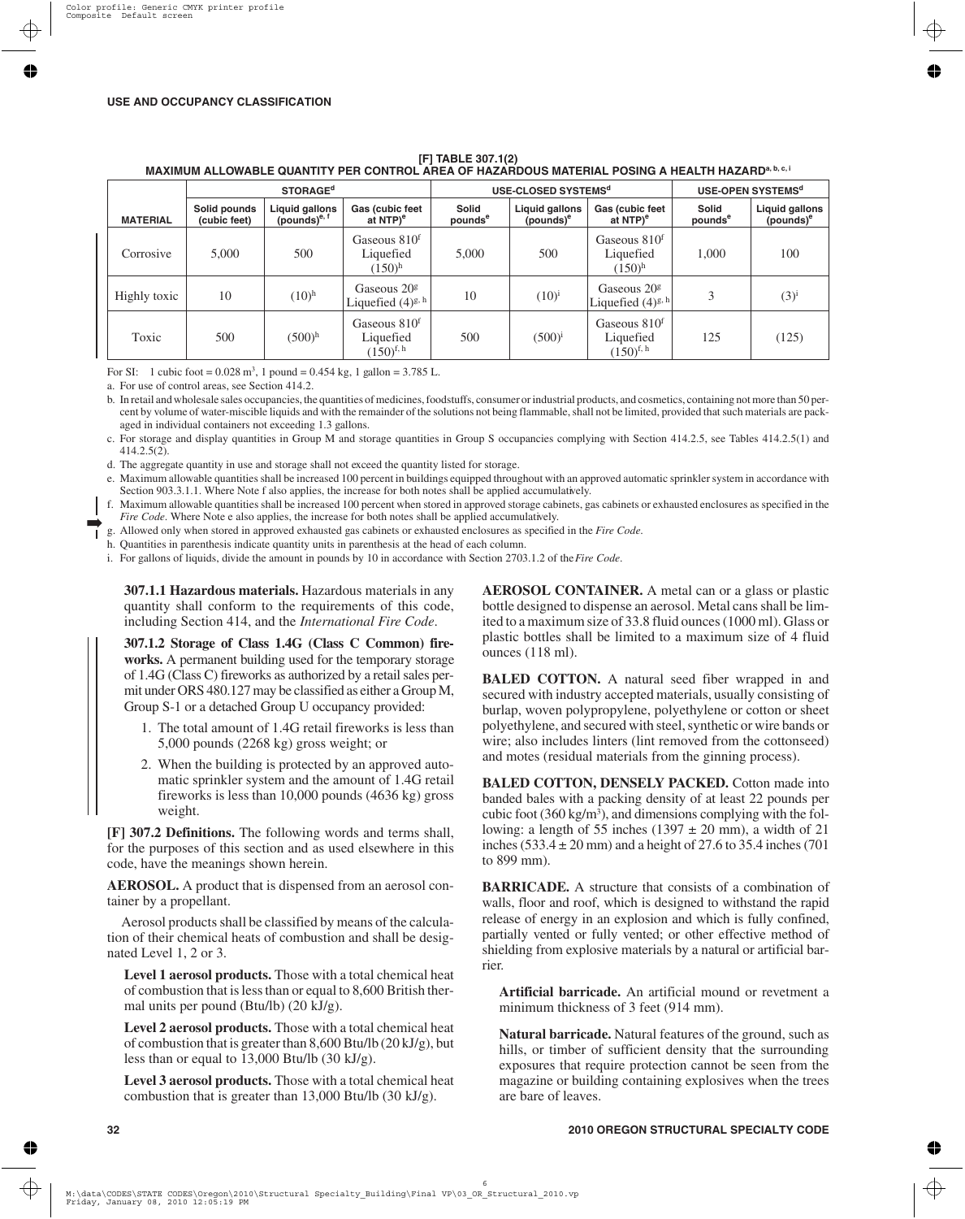**[F] TABLE 307.1(2)**
**MAXIMUM ALLOWABLE QUANTITY PER CONTROL AREA OF HAZARDOUS MATERIAL POSING A HEALTH HAZARD[a, b, c, i]**

| MATERIAL | STORAGE[d] | | | USE-CLOSED SYSTEMS[d] | | | USE-OPEN SYSTEMS[d] | |
|---|---|---|---|---|---|---|---|---|
| | Solid pounds (cubic feet) | Liquid gallons (pounds)[e, f] | Gas (cubic feet at NTP)[e] | Solid pounds[e] | Liquid gallons (pounds)[e] | Gas (cubic feet at NTP)[e] | Solid pounds[e] | Liquid gallons (pounds)[e] |
| Corrosive | 5,000 | 500 | Gaseous 810[f] Liquefied (150)[h] | 5,000 | 500 | Gaseous 810[f] Liquefied (150)[h] | 1,000 | 100 |
| Highly toxic | 10 | (10)[h] | Gaseous 20[g] Liquefied (4)[g, h] | 10 | (10)[i] | Gaseous 20[g] Liquefied (4)[g, h] | 3 | (3)[i] |
| Toxic | 500 | (500)[h] | Gaseous 810[f] Liquefied (150)[f, h] | 500 | (500)[i] | Gaseous 810[f] Liquefied (150)[f, h] | 125 | (125) |

For SI: 1 cubic foot = 0.028 m$^3$, 1 pound = 0.454 kg, 1 gallon = 3.785 L.

a. For use of control areas, see Section 414.2.

b. In retail and wholesale sales occupancies, the quantities of medicines, foodstuffs, consumer or industrial products, and cosmetics, containing not more than 50 percent by volume of water-miscible liquids and with the remainder of the solutions not being flammable, shall not be limited, provided that such materials are packaged in individual containers not exceeding 1.3 gallons.

c. For storage and display quantities in Group M and storage quantities in Group S occupancies complying with Section 414.2.5, see Tables 414.2.5(1) and 414.2.5(2).

d. The aggregate quantity in use and storage shall not exceed the quantity listed for storage.

e. Maximum allowable quantities shall be increased 100 percent in buildings equipped throughout with an approved automatic sprinkler system in accordance with Section 903.3.1.1. Where Note f also applies, the increase for both notes shall be applied accumulatively.

f. Maximum allowable quantities shall be increased 100 percent when stored in approved storage cabinets, gas cabinets or exhausted enclosures as specified in the *Fire Code*. Where Note e also applies, the increase for both notes shall be applied accumulatively.

g. Allowed only when stored in approved exhausted gas cabinets or exhausted enclosures as specified in the *Fire Code*.

h. Quantities in parenthesis indicate quantity units in parenthesis at the head of each column.

i. For gallons of liquids, divide the amount in pounds by 10 in accordance with Section 2703.1.2 of the *Fire Code*.

**307.1.1 Hazardous materials.** Hazardous materials in any quantity shall conform to the requirements of this code, including Section 414, and the *International Fire Code*.

**307.1.2 Storage of Class 1.4G (Class C Common) fireworks.** A permanent building used for the temporary storage of 1.4G (Class C) fireworks as authorized by a retail sales permit under ORS 480.127 may be classified as either a Group M, Group S-1 or a detached Group U occupancy provided:

1. The total amount of 1.4G retail fireworks is less than 5,000 pounds (2268 kg) gross weight; or
2. When the building is protected by an approved automatic sprinkler system and the amount of 1.4G retail fireworks is less than 10,000 pounds (4636 kg) gross weight.

**[F] 307.2 Definitions.** The following words and terms shall, for the purposes of this section and as used elsewhere in this code, have the meanings shown herein.

**AEROSOL.** A product that is dispensed from an aerosol container by a propellant.

Aerosol products shall be classified by means of the calculation of their chemical heats of combustion and shall be designated Level 1, 2 or 3.

**Level 1 aerosol products.** Those with a total chemical heat of combustion that is less than or equal to 8,600 British thermal units per pound (Btu/lb) (20 kJ/g).

**Level 2 aerosol products.** Those with a total chemical heat of combustion that is greater than 8,600 Btu/lb (20 kJ/g), but less than or equal to 13,000 Btu/lb (30 kJ/g).

**Level 3 aerosol products.** Those with a total chemical heat combustion that is greater than 13,000 Btu/lb (30 kJ/g).

**AEROSOL CONTAINER.** A metal can or a glass or plastic bottle designed to dispense an aerosol. Metal cans shall be limited to a maximum size of 33.8 fluid ounces (1000 ml). Glass or plastic bottles shall be limited to a maximum size of 4 fluid ounces (118 ml).

**BALED COTTON.** A natural seed fiber wrapped in and secured with industry accepted materials, usually consisting of burlap, woven polypropylene, polyethylene or cotton or sheet polyethylene, and secured with steel, synthetic or wire bands or wire; also includes linters (lint removed from the cottonseed) and motes (residual materials from the ginning process).

**BALED COTTON, DENSELY PACKED.** Cotton made into banded bales with a packing density of at least 22 pounds per cubic foot (360 kg/m$^3$), and dimensions complying with the following: a length of 55 inches (1397 ± 20 mm), a width of 21 inches (533.4 ± 20 mm) and a height of 27.6 to 35.4 inches (701 to 899 mm).

**BARRICADE.** A structure that consists of a combination of walls, floor and roof, which is designed to withstand the rapid release of energy in an explosion and which is fully confined, partially vented or fully vented; or other effective method of shielding from explosive materials by a natural or artificial barrier.

**Artificial barricade.** An artificial mound or revetment a minimum thickness of 3 feet (914 mm).

**Natural barricade.** Natural features of the ground, such as hills, or timber of sufficient density that the surrounding exposures that require protection cannot be seen from the magazine or building containing explosives when the trees are bare of leaves.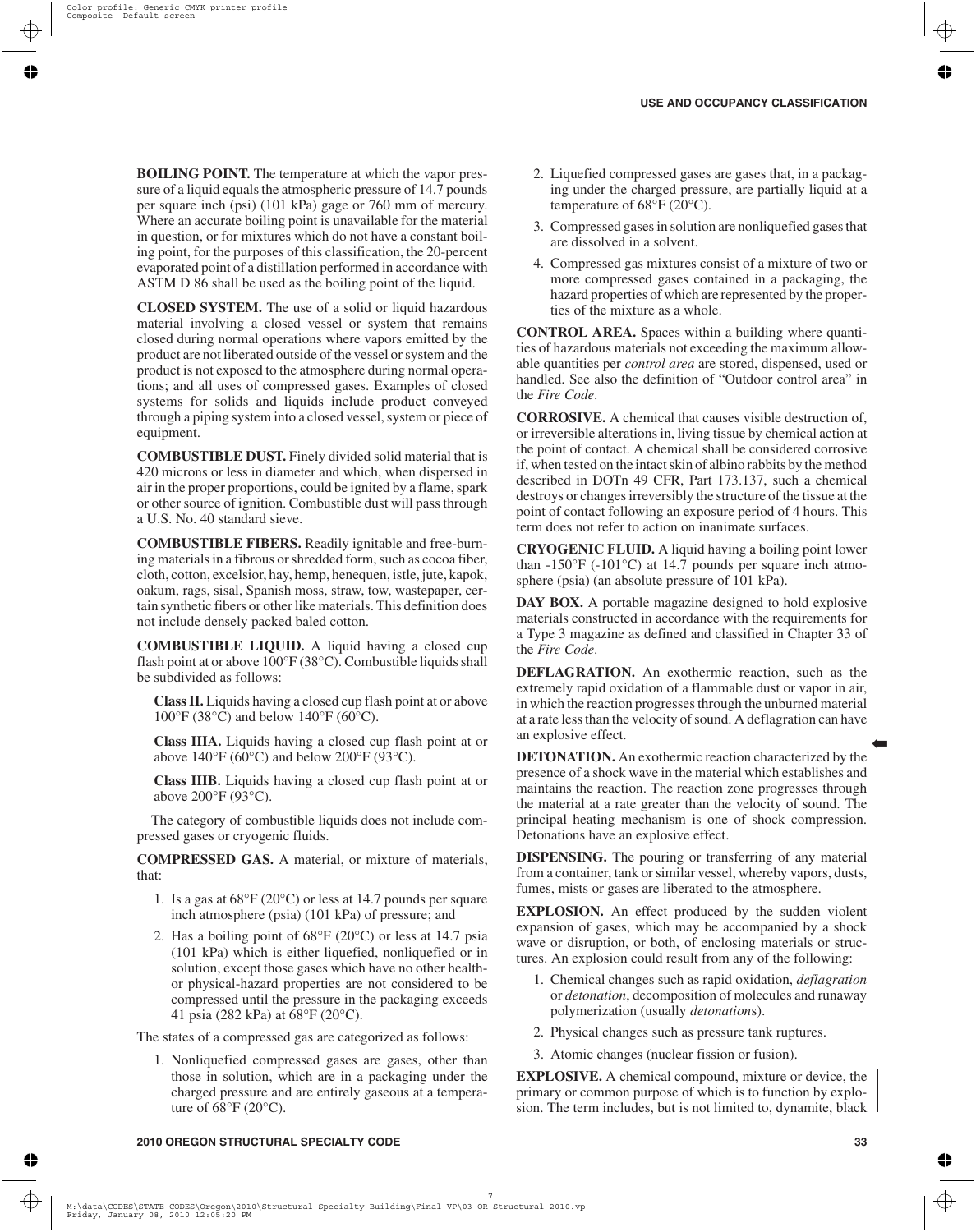**BOILING POINT.** The temperature at which the vapor pressure of a liquid equals the atmospheric pressure of 14.7 pounds per square inch (psi) (101 kPa) gage or 760 mm of mercury. Where an accurate boiling point is unavailable for the material in question, or for mixtures which do not have a constant boiling point, for the purposes of this classification, the 20-percent evaporated point of a distillation performed in accordance with ASTM D 86 shall be used as the boiling point of the liquid.

**CLOSED SYSTEM.** The use of a solid or liquid hazardous material involving a closed vessel or system that remains closed during normal operations where vapors emitted by the product are not liberated outside of the vessel or system and the product is not exposed to the atmosphere during normal operations; and all uses of compressed gases. Examples of closed systems for solids and liquids include product conveyed through a piping system into a closed vessel, system or piece of equipment.

**COMBUSTIBLE DUST.** Finely divided solid material that is 420 microns or less in diameter and which, when dispersed in air in the proper proportions, could be ignited by a flame, spark or other source of ignition. Combustible dust will pass through a U.S. No. 40 standard sieve.

**COMBUSTIBLE FIBERS.** Readily ignitable and free-burning materials in a fibrous or shredded form, such as cocoa fiber, cloth, cotton, excelsior, hay, hemp, henequen, istle, jute, kapok, oakum, rags, sisal, Spanish moss, straw, tow, wastepaper, certain synthetic fibers or other like materials. This definition does not include densely packed baled cotton.

**COMBUSTIBLE LIQUID.** A liquid having a closed cup flash point at or above 100°F (38°C). Combustible liquids shall be subdivided as follows:

**Class II.** Liquids having a closed cup flash point at or above 100°F (38°C) and below 140°F (60°C).

**Class IIIA.** Liquids having a closed cup flash point at or above 140°F (60°C) and below 200°F (93°C).

**Class IIIB.** Liquids having a closed cup flash point at or above 200°F (93°C).

The category of combustible liquids does not include compressed gases or cryogenic fluids.

**COMPRESSED GAS.** A material, or mixture of materials, that:

1. Is a gas at 68°F (20°C) or less at 14.7 pounds per square inch atmosphere (psia) (101 kPa) of pressure; and
2. Has a boiling point of 68°F (20°C) or less at 14.7 psia (101 kPa) which is either liquefied, nonliquefied or in solution, except those gases which have no other health- or physical-hazard properties are not considered to be compressed until the pressure in the packaging exceeds 41 psia (282 kPa) at 68°F (20°C).

The states of a compressed gas are categorized as follows:

1. Nonliquefied compressed gases are gases, other than those in solution, which are in a packaging under the charged pressure and are entirely gaseous at a temperature of 68°F (20°C).
2. Liquefied compressed gases are gases that, in a packaging under the charged pressure, are partially liquid at a temperature of 68°F (20°C).
3. Compressed gases in solution are nonliquefied gases that are dissolved in a solvent.
4. Compressed gas mixtures consist of a mixture of two or more compressed gases contained in a packaging, the hazard properties of which are represented by the properties of the mixture as a whole.

**CONTROL AREA.** Spaces within a building where quantities of hazardous materials not exceeding the maximum allowable quantities per *control area* are stored, dispensed, used or handled. See also the definition of "Outdoor control area" in the *Fire Code*.

**CORROSIVE.** A chemical that causes visible destruction of, or irreversible alterations in, living tissue by chemical action at the point of contact. A chemical shall be considered corrosive if, when tested on the intact skin of albino rabbits by the method described in DOTn 49 CFR, Part 173.137, such a chemical destroys or changes irreversibly the structure of the tissue at the point of contact following an exposure period of 4 hours. This term does not refer to action on inanimate surfaces.

**CRYOGENIC FLUID.** A liquid having a boiling point lower than -150°F (-101°C) at 14.7 pounds per square inch atmosphere (psia) (an absolute pressure of 101 kPa).

**DAY BOX.** A portable magazine designed to hold explosive materials constructed in accordance with the requirements for a Type 3 magazine as defined and classified in Chapter 33 of the *Fire Code*.

**DEFLAGRATION.** An exothermic reaction, such as the extremely rapid oxidation of a flammable dust or vapor in air, in which the reaction progresses through the unburned material at a rate less than the velocity of sound. A deflagration can have an explosive effect.

**DETONATION.** An exothermic reaction characterized by the presence of a shock wave in the material which establishes and maintains the reaction. The reaction zone progresses through the material at a rate greater than the velocity of sound. The principal heating mechanism is one of shock compression. Detonations have an explosive effect.

**DISPENSING.** The pouring or transferring of any material from a container, tank or similar vessel, whereby vapors, dusts, fumes, mists or gases are liberated to the atmosphere.

**EXPLOSION.** An effect produced by the sudden violent expansion of gases, which may be accompanied by a shock wave or disruption, or both, of enclosing materials or structures. An explosion could result from any of the following:

1. Chemical changes such as rapid oxidation, *deflagration* or *detonation*, decomposition of molecules and runaway polymerization (usually *detonation*s).
2. Physical changes such as pressure tank ruptures.
3. Atomic changes (nuclear fission or fusion).

**EXPLOSIVE.** A chemical compound, mixture or device, the primary or common purpose of which is to function by explosion. The term includes, but is not limited to, dynamite, black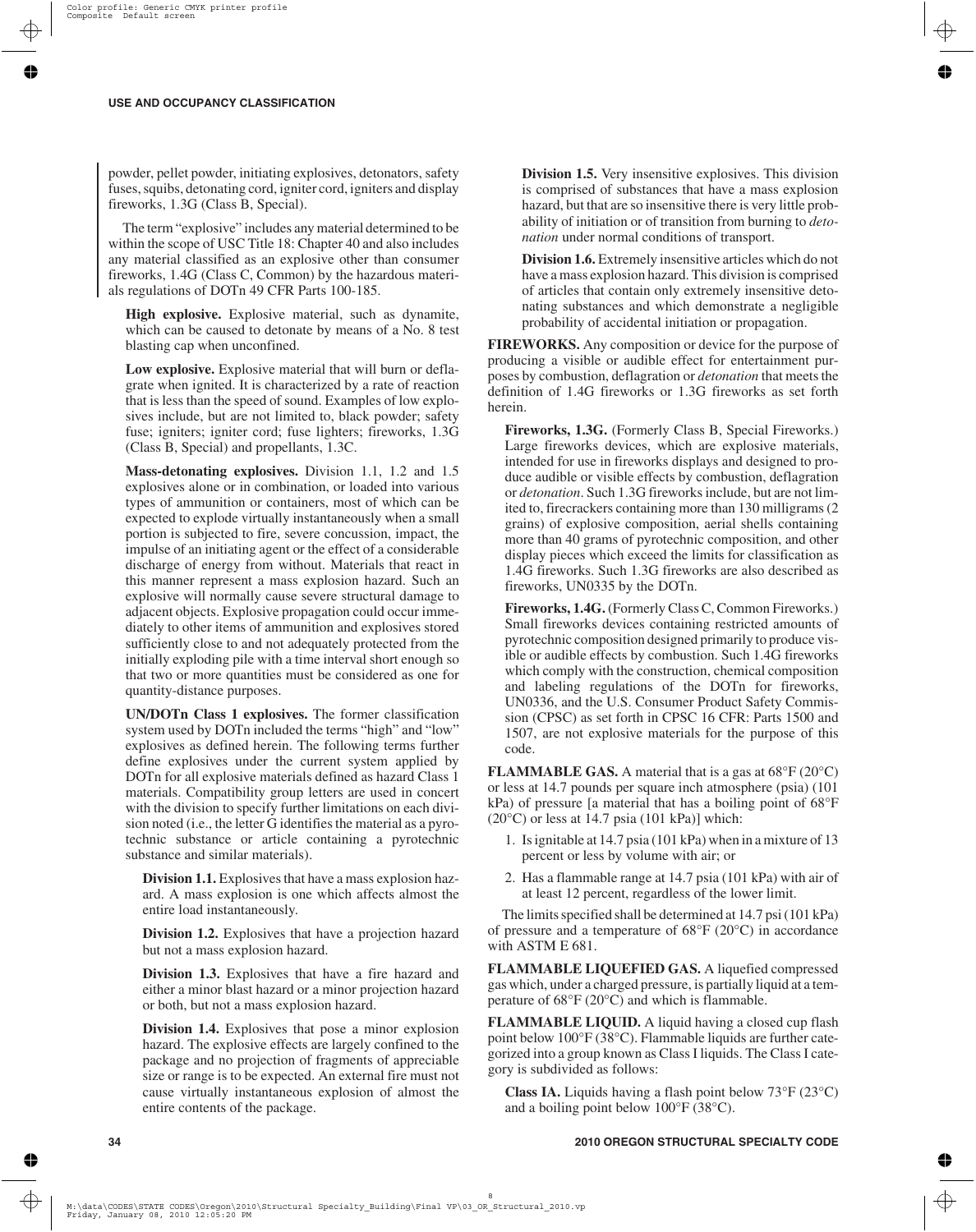powder, pellet powder, initiating explosives, detonators, safety fuses, squibs, detonating cord, igniter cord, igniters and display fireworks, 1.3G (Class B, Special).

The term "explosive" includes any material determined to be within the scope of USC Title 18: Chapter 40 and also includes any material classified as an explosive other than consumer fireworks, 1.4G (Class C, Common) by the hazardous materials regulations of DOTn 49 CFR Parts 100-185.

**High explosive.** Explosive material, such as dynamite, which can be caused to detonate by means of a No. 8 test blasting cap when unconfined.

**Low explosive.** Explosive material that will burn or deflagrate when ignited. It is characterized by a rate of reaction that is less than the speed of sound. Examples of low explosives include, but are not limited to, black powder; safety fuse; igniters; igniter cord; fuse lighters; fireworks, 1.3G (Class B, Special) and propellants, 1.3C.

**Mass-detonating explosives.** Division 1.1, 1.2 and 1.5 explosives alone or in combination, or loaded into various types of ammunition or containers, most of which can be expected to explode virtually instantaneously when a small portion is subjected to fire, severe concussion, impact, the impulse of an initiating agent or the effect of a considerable discharge of energy from without. Materials that react in this manner represent a mass explosion hazard. Such an explosive will normally cause severe structural damage to adjacent objects. Explosive propagation could occur immediately to other items of ammunition and explosives stored sufficiently close to and not adequately protected from the initially exploding pile with a time interval short enough so that two or more quantities must be considered as one for quantity-distance purposes.

**UN/DOTn Class 1 explosives.** The former classification system used by DOTn included the terms "high" and "low" explosives as defined herein. The following terms further define explosives under the current system applied by DOTn for all explosive materials defined as hazard Class 1 materials. Compatibility group letters are used in concert with the division to specify further limitations on each division noted (i.e., the letter G identifies the material as a pyrotechnic substance or article containing a pyrotechnic substance and similar materials).

**Division 1.1.** Explosives that have a mass explosion hazard. A mass explosion is one which affects almost the entire load instantaneously.

**Division 1.2.** Explosives that have a projection hazard but not a mass explosion hazard.

**Division 1.3.** Explosives that have a fire hazard and either a minor blast hazard or a minor projection hazard or both, but not a mass explosion hazard.

**Division 1.4.** Explosives that pose a minor explosion hazard. The explosive effects are largely confined to the package and no projection of fragments of appreciable size or range is to be expected. An external fire must not cause virtually instantaneous explosion of almost the entire contents of the package.

**Division 1.5.** Very insensitive explosives. This division is comprised of substances that have a mass explosion hazard, but that are so insensitive there is very little probability of initiation or of transition from burning to *detonation* under normal conditions of transport.

**Division 1.6.** Extremely insensitive articles which do not have a mass explosion hazard. This division is comprised of articles that contain only extremely insensitive detonating substances and which demonstrate a negligible probability of accidental initiation or propagation.

**FIREWORKS.** Any composition or device for the purpose of producing a visible or audible effect for entertainment purposes by combustion, deflagration or *detonation* that meets the definition of 1.4G fireworks or 1.3G fireworks as set forth herein.

**Fireworks, 1.3G.** (Formerly Class B, Special Fireworks.) Large fireworks devices, which are explosive materials, intended for use in fireworks displays and designed to produce audible or visible effects by combustion, deflagration or *detonation*. Such 1.3G fireworks include, but are not limited to, firecrackers containing more than 130 milligrams (2 grains) of explosive composition, aerial shells containing more than 40 grams of pyrotechnic composition, and other display pieces which exceed the limits for classification as 1.4G fireworks. Such 1.3G fireworks are also described as fireworks, UN0335 by the DOTn.

**Fireworks, 1.4G.** (Formerly Class C, Common Fireworks.) Small fireworks devices containing restricted amounts of pyrotechnic composition designed primarily to produce visible or audible effects by combustion. Such 1.4G fireworks which comply with the construction, chemical composition and labeling regulations of the DOTn for fireworks, UN0336, and the U.S. Consumer Product Safety Commission (CPSC) as set forth in CPSC 16 CFR: Parts 1500 and 1507, are not explosive materials for the purpose of this code.

**FLAMMABLE GAS.** A material that is a gas at 68°F (20°C) or less at 14.7 pounds per square inch atmosphere (psia) (101 kPa) of pressure [a material that has a boiling point of 68°F (20°C) or less at 14.7 psia (101 kPa)] which:

1. Is ignitable at 14.7 psia (101 kPa) when in a mixture of 13 percent or less by volume with air; or
2. Has a flammable range at 14.7 psia (101 kPa) with air of at least 12 percent, regardless of the lower limit.

The limits specified shall be determined at 14.7 psi (101 kPa) of pressure and a temperature of 68°F (20°C) in accordance with ASTM E 681.

**FLAMMABLE LIQUEFIED GAS.** A liquefied compressed gas which, under a charged pressure, is partially liquid at a temperature of 68°F (20°C) and which is flammable.

**FLAMMABLE LIQUID.** A liquid having a closed cup flash point below 100°F (38°C). Flammable liquids are further categorized into a group known as Class I liquids. The Class I category is subdivided as follows:

**Class IA.** Liquids having a flash point below 73°F (23°C) and a boiling point below 100°F (38°C).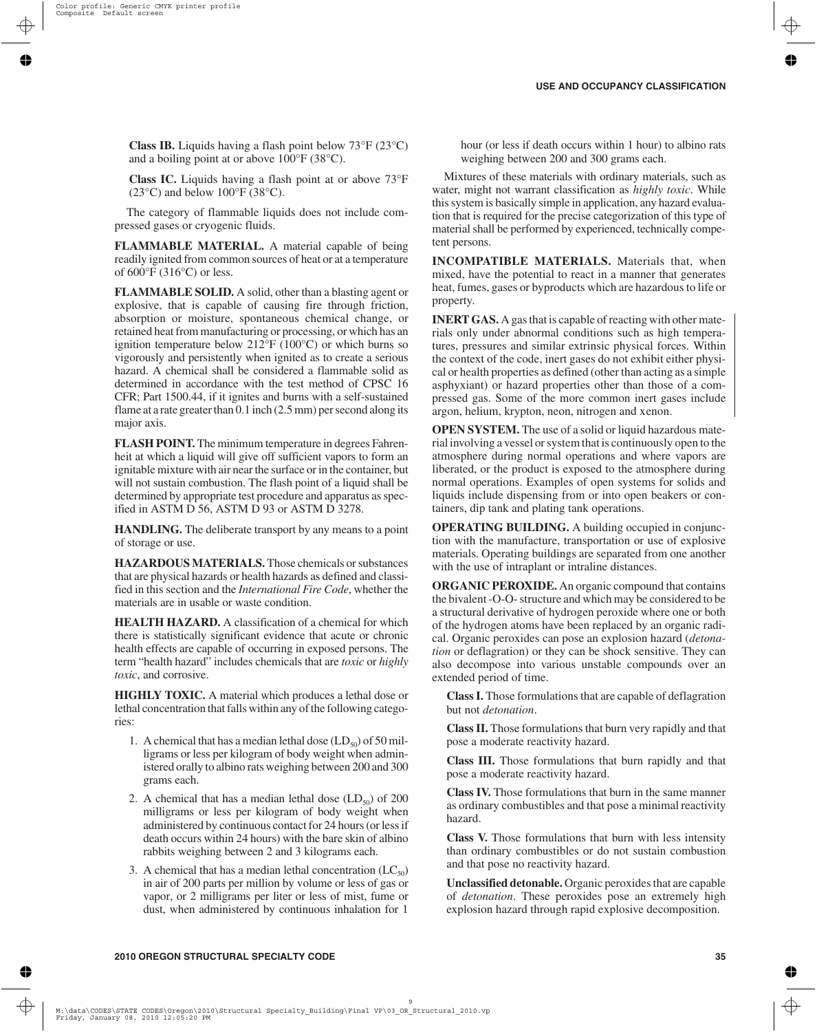**Class IB.** Liquids having a flash point below 73°F (23°C) and a boiling point at or above 100°F (38°C).

**Class IC.** Liquids having a flash point at or above 73°F (23°C) and below 100°F (38°C).

The category of flammable liquids does not include compressed gases or cryogenic fluids.

**FLAMMABLE MATERIAL.** A material capable of being readily ignited from common sources of heat or at a temperature of 600°F (316°C) or less.

**FLAMMABLE SOLID.** A solid, other than a blasting agent or explosive, that is capable of causing fire through friction, absorption or moisture, spontaneous chemical change, or retained heat from manufacturing or processing, or which has an ignition temperature below 212°F (100°C) or which burns so vigorously and persistently when ignited as to create a serious hazard. A chemical shall be considered a flammable solid as determined in accordance with the test method of CPSC 16 CFR; Part 1500.44, if it ignites and burns with a self-sustained flame at a rate greater than 0.1 inch (2.5 mm) per second along its major axis.

**FLASH POINT.** The minimum temperature in degrees Fahrenheit at which a liquid will give off sufficient vapors to form an ignitable mixture with air near the surface or in the container, but will not sustain combustion. The flash point of a liquid shall be determined by appropriate test procedure and apparatus as specified in ASTM D 56, ASTM D 93 or ASTM D 3278.

**HANDLING.** The deliberate transport by any means to a point of storage or use.

**HAZARDOUS MATERIALS.** Those chemicals or substances that are physical hazards or health hazards as defined and classified in this section and the *International Fire Code*, whether the materials are in usable or waste condition.

**HEALTH HAZARD.** A classification of a chemical for which there is statistically significant evidence that acute or chronic health effects are capable of occurring in exposed persons. The term "health hazard" includes chemicals that are *toxic* or *highly toxic*, and corrosive.

**HIGHLY TOXIC.** A material which produces a lethal dose or lethal concentration that falls within any of the following categories:

1. A chemical that has a median lethal dose ($LD_{50}$) of 50 milligrams or less per kilogram of body weight when administered orally to albino rats weighing between 200 and 300 grams each.
2. A chemical that has a median lethal dose ($LD_{50}$) of 200 milligrams or less per kilogram of body weight when administered by continuous contact for 24 hours (or less if death occurs within 24 hours) with the bare skin of albino rabbits weighing between 2 and 3 kilograms each.
3. A chemical that has a median lethal concentration ($LC_{50}$) in air of 200 parts per million by volume or less of gas or vapor, or 2 milligrams per liter or less of mist, fume or dust, when administered by continuous inhalation for 1 hour (or less if death occurs within 1 hour) to albino rats weighing between 200 and 300 grams each.

Mixtures of these materials with ordinary materials, such as water, might not warrant classification as *highly toxic*. While this system is basically simple in application, any hazard evaluation that is required for the precise categorization of this type of material shall be performed by experienced, technically competent persons.

**INCOMPATIBLE MATERIALS.** Materials that, when mixed, have the potential to react in a manner that generates heat, fumes, gases or byproducts which are hazardous to life or property.

**INERT GAS.** A gas that is capable of reacting with other materials only under abnormal conditions such as high temperatures, pressures and similar extrinsic physical forces. Within the context of the code, inert gases do not exhibit either physical or health properties as defined (other than acting as a simple asphyxiant) or hazard properties other than those of a compressed gas. Some of the more common inert gases include argon, helium, krypton, neon, nitrogen and xenon.

**OPEN SYSTEM.** The use of a solid or liquid hazardous material involving a vessel or system that is continuously open to the atmosphere during normal operations and where vapors are liberated, or the product is exposed to the atmosphere during normal operations. Examples of open systems for solids and liquids include dispensing from or into open beakers or containers, dip tank and plating tank operations.

**OPERATING BUILDING.** A building occupied in conjunction with the manufacture, transportation or use of explosive materials. Operating buildings are separated from one another with the use of intraplant or intraline distances.

**ORGANIC PEROXIDE.** An organic compound that contains the bivalent -O-O- structure and which may be considered to be a structural derivative of hydrogen peroxide where one or both of the hydrogen atoms have been replaced by an organic radical. Organic peroxides can pose an explosion hazard (*detonation* or deflagration) or they can be shock sensitive. They can also decompose into various unstable compounds over an extended period of time.

**Class I.** Those formulations that are capable of deflagration but not *detonation*.

**Class II.** Those formulations that burn very rapidly and that pose a moderate reactivity hazard.

**Class III.** Those formulations that burn rapidly and that pose a moderate reactivity hazard.

**Class IV.** Those formulations that burn in the same manner as ordinary combustibles and that pose a minimal reactivity hazard.

**Class V.** Those formulations that burn with less intensity than ordinary combustibles or do not sustain combustion and that pose no reactivity hazard.

**Unclassified detonable.** Organic peroxides that are capable of *detonation*. These peroxides pose an extremely high explosion hazard through rapid explosive decomposition.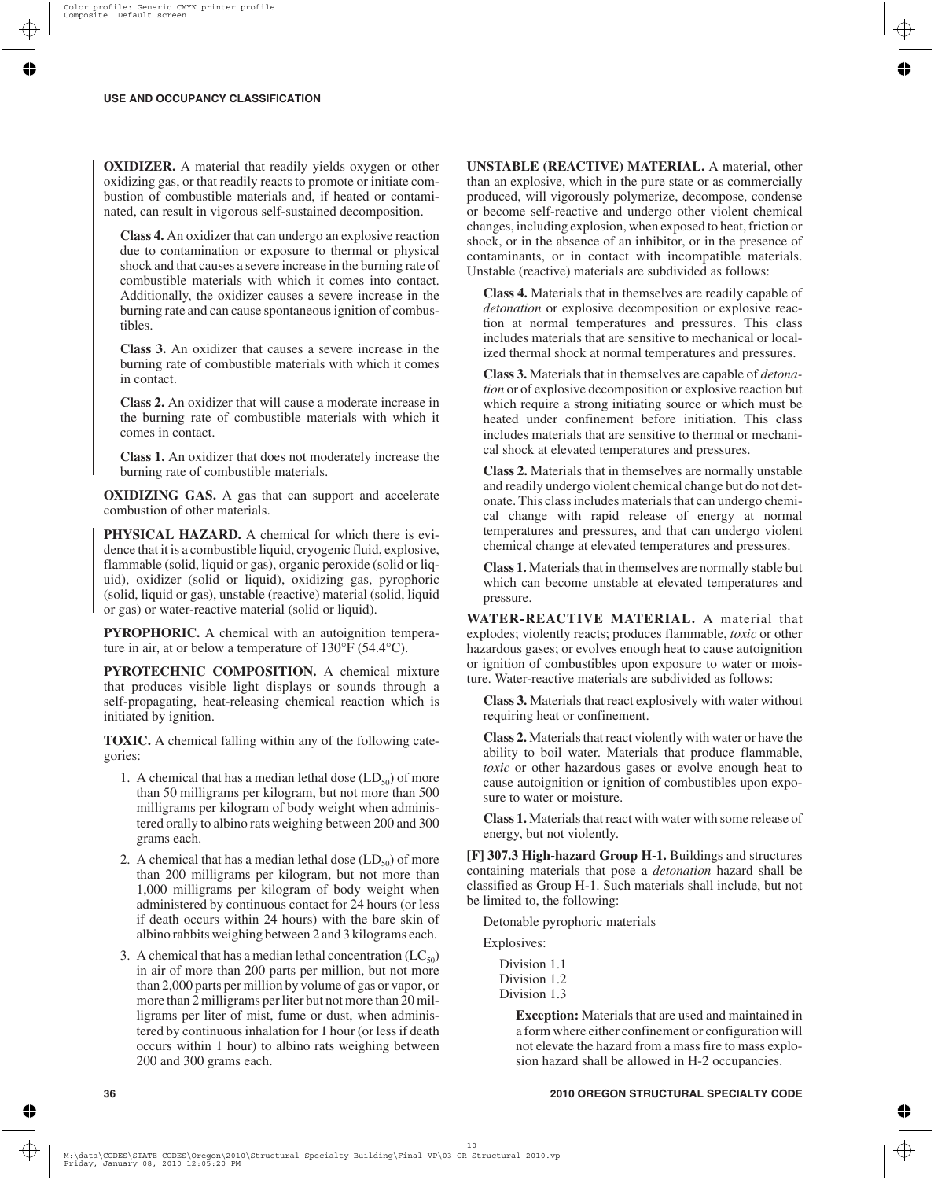**OXIDIZER.** A material that readily yields oxygen or other oxidizing gas, or that readily reacts to promote or initiate combustion of combustible materials and, if heated or contaminated, can result in vigorous self-sustained decomposition.

**Class 4.** An oxidizer that can undergo an explosive reaction due to contamination or exposure to thermal or physical shock and that causes a severe increase in the burning rate of combustible materials with which it comes into contact. Additionally, the oxidizer causes a severe increase in the burning rate and can cause spontaneous ignition of combustibles.

**Class 3.** An oxidizer that causes a severe increase in the burning rate of combustible materials with which it comes in contact.

**Class 2.** An oxidizer that will cause a moderate increase in the burning rate of combustible materials with which it comes in contact.

**Class 1.** An oxidizer that does not moderately increase the burning rate of combustible materials.

**OXIDIZING GAS.** A gas that can support and accelerate combustion of other materials.

**PHYSICAL HAZARD.** A chemical for which there is evidence that it is a combustible liquid, cryogenic fluid, explosive, flammable (solid, liquid or gas), organic peroxide (solid or liquid), oxidizer (solid or liquid), oxidizing gas, pyrophoric (solid, liquid or gas), unstable (reactive) material (solid, liquid or gas) or water-reactive material (solid or liquid).

**PYROPHORIC.** A chemical with an autoignition temperature in air, at or below a temperature of 130°F (54.4°C).

**PYROTECHNIC COMPOSITION.** A chemical mixture that produces visible light displays or sounds through a self-propagating, heat-releasing chemical reaction which is initiated by ignition.

**TOXIC.** A chemical falling within any of the following categories:

1. A chemical that has a median lethal dose ($LD_{50}$) of more than 50 milligrams per kilogram, but not more than 500 milligrams per kilogram of body weight when administered orally to albino rats weighing between 200 and 300 grams each.
2. A chemical that has a median lethal dose ($LD_{50}$) of more than 200 milligrams per kilogram, but not more than 1,000 milligrams per kilogram of body weight when administered by continuous contact for 24 hours (or less if death occurs within 24 hours) with the bare skin of albino rabbits weighing between 2 and 3 kilograms each.
3. A chemical that has a median lethal concentration ($LC_{50}$) in air of more than 200 parts per million, but not more than 2,000 parts per million by volume of gas or vapor, or more than 2 milligrams per liter but not more than 20 milligrams per liter of mist, fume or dust, when administered by continuous inhalation for 1 hour (or less if death occurs within 1 hour) to albino rats weighing between 200 and 300 grams each.

**UNSTABLE (REACTIVE) MATERIAL.** A material, other than an explosive, which in the pure state or as commercially produced, will vigorously polymerize, decompose, condense or become self-reactive and undergo other violent chemical changes, including explosion, when exposed to heat, friction or shock, or in the absence of an inhibitor, or in the presence of contaminants, or in contact with incompatible materials. Unstable (reactive) materials are subdivided as follows:

**Class 4.** Materials that in themselves are readily capable of *detonation* or explosive decomposition or explosive reaction at normal temperatures and pressures. This class includes materials that are sensitive to mechanical or localized thermal shock at normal temperatures and pressures.

**Class 3.** Materials that in themselves are capable of *detonation* or of explosive decomposition or explosive reaction but which require a strong initiating source or which must be heated under confinement before initiation. This class includes materials that are sensitive to thermal or mechanical shock at elevated temperatures and pressures.

**Class 2.** Materials that in themselves are normally unstable and readily undergo violent chemical change but do not detonate. This class includes materials that can undergo chemical change with rapid release of energy at normal temperatures and pressures, and that can undergo violent chemical change at elevated temperatures and pressures.

**Class 1.** Materials that in themselves are normally stable but which can become unstable at elevated temperatures and pressure.

**WATER-REACTIVE MATERIAL.** A material that explodes; violently reacts; produces flammable, *toxic* or other hazardous gases; or evolves enough heat to cause autoignition or ignition of combustibles upon exposure to water or moisture. Water-reactive materials are subdivided as follows:

**Class 3.** Materials that react explosively with water without requiring heat or confinement.

**Class 2.** Materials that react violently with water or have the ability to boil water. Materials that produce flammable, *toxic* or other hazardous gases or evolve enough heat to cause autoignition or ignition of combustibles upon exposure to water or moisture.

**Class 1.** Materials that react with water with some release of energy, but not violently.

**[F] 307.3 High-hazard Group H-1.** Buildings and structures containing materials that pose a *detonation* hazard shall be classified as Group H-1. Such materials shall include, but not be limited to, the following:

Detonable pyrophoric materials

Explosives:

Division 1.1
Division 1.2
Division 1.3

**Exception:** Materials that are used and maintained in a form where either confinement or configuration will not elevate the hazard from a mass fire to mass explosion hazard shall be allowed in H-2 occupancies.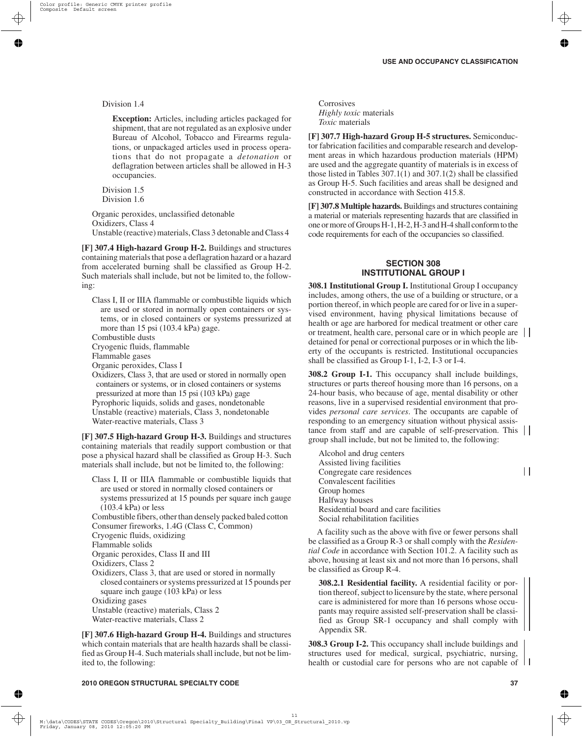Division 1.4

**Exception:** Articles, including articles packaged for shipment, that are not regulated as an explosive under Bureau of Alcohol, Tobacco and Firearms regulations, or unpackaged articles used in process operations that do not propagate a *detonation* or deflagration between articles shall be allowed in H-3 occupancies.

Division 1.5
Division 1.6

Organic peroxides, unclassified detonable
Oxidizers, Class 4
Unstable (reactive) materials, Class 3 detonable and Class 4

**[F] 307.4 High-hazard Group H-2.** Buildings and structures containing materials that pose a deflagration hazard or a hazard from accelerated burning shall be classified as Group H-2. Such materials shall include, but not be limited to, the following:

Class I, II or IIIA flammable or combustible liquids which are used or stored in normally open containers or systems, or in closed containers or systems pressurized at more than 15 psi (103.4 kPa) gage.
Combustible dusts
Cryogenic fluids, flammable
Flammable gases
Organic peroxides, Class I
Oxidizers, Class 3, that are used or stored in normally open containers or systems, or in closed containers or systems pressurized at more than 15 psi (103 kPa) gage
Pyrophoric liquids, solids and gases, nondetonable
Unstable (reactive) materials, Class 3, nondetonable
Water-reactive materials, Class 3

**[F] 307.5 High-hazard Group H-3.** Buildings and structures containing materials that readily support combustion or that pose a physical hazard shall be classified as Group H-3. Such materials shall include, but not be limited to, the following:

Class I, II or IIIA flammable or combustible liquids that are used or stored in normally closed containers or systems pressurized at 15 pounds per square inch gauge (103.4 kPa) or less
Combustible fibers, other than densely packed baled cotton
Consumer fireworks, 1.4G (Class C, Common)
Cryogenic fluids, oxidizing
Flammable solids
Organic peroxides, Class II and III
Oxidizers, Class 2
Oxidizers, Class 3, that are used or stored in normally closed containers or systems pressurized at 15 pounds per square inch gauge (103 kPa) or less
Oxidizing gases
Unstable (reactive) materials, Class 2
Water-reactive materials, Class 2

**[F] 307.6 High-hazard Group H-4.** Buildings and structures which contain materials that are health hazards shall be classified as Group H-4. Such materials shall include, but not be limited to, the following:

Corrosives
*Highly toxic* materials
*Toxic* materials

**[F] 307.7 High-hazard Group H-5 structures.** Semiconductor fabrication facilities and comparable research and development areas in which hazardous production materials (HPM) are used and the aggregate quantity of materials is in excess of those listed in Tables 307.1(1) and 307.1(2) shall be classified as Group H-5. Such facilities and areas shall be designed and constructed in accordance with Section 415.8.

**[F] 307.8 Multiple hazards.** Buildings and structures containing a material or materials representing hazards that are classified in one or more of Groups H-1, H-2, H-3 and H-4 shall conform to the code requirements for each of the occupancies so classified.

## SECTION 308
## INSTITUTIONAL GROUP I

**308.1 Institutional Group I.** Institutional Group I occupancy includes, among others, the use of a building or structure, or a portion thereof, in which people are cared for or live in a supervised environment, having physical limitations because of health or age are harbored for medical treatment or other care or treatment, health care, personal care or in which people are detained for penal or correctional purposes or in which the liberty of the occupants is restricted. Institutional occupancies shall be classified as Group I-1, I-2, I-3 or I-4.

**308.2 Group I-1.** This occupancy shall include buildings, structures or parts thereof housing more than 16 persons, on a 24-hour basis, who because of age, mental disability or other reasons, live in a supervised residential environment that provides *personal care services*. The occupants are capable of responding to an emergency situation without physical assistance from staff and are capable of self-preservation. This group shall include, but not be limited to, the following:

Alcohol and drug centers
Assisted living facilities
Congregate care residences
Convalescent facilities
Group homes
Halfway houses
Residential board and care facilities
Social rehabilitation facilities

A facility such as the above with five or fewer persons shall be classified as a Group R-3 or shall comply with the *Residential Code* in accordance with Section 101.2. A facility such as above, housing at least six and not more than 16 persons, shall be classified as Group R-4.

**308.2.1 Residential facility.** A residential facility or portion thereof, subject to licensure by the state, where personal care is administered for more than 16 persons whose occupants may require assisted self-preservation shall be classified as Group SR-1 occupancy and shall comply with Appendix SR.

**308.3 Group I-2.** This occupancy shall include buildings and structures used for medical, surgical, psychiatric, nursing, health or custodial care for persons who are not capable of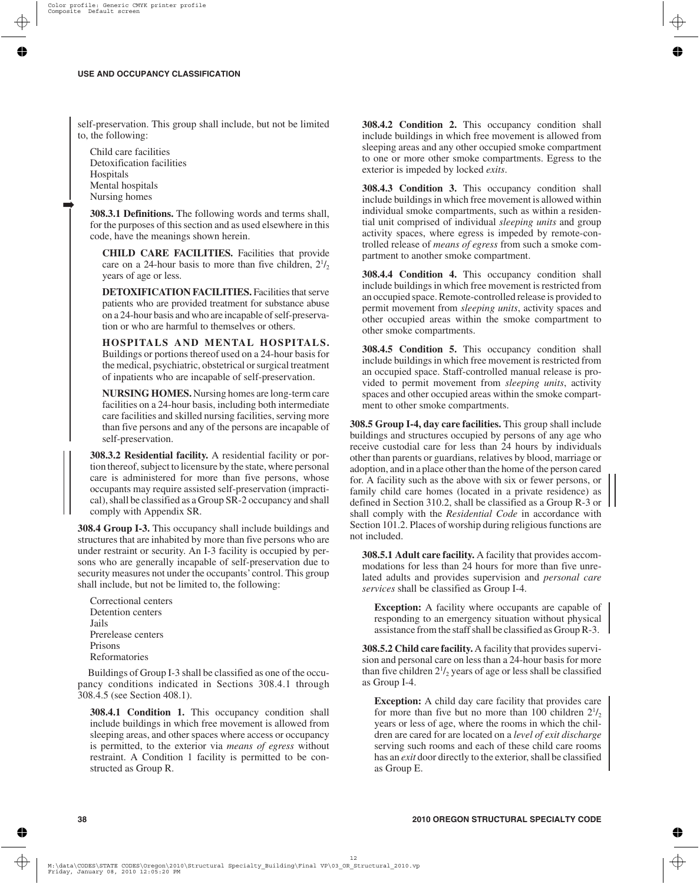self-preservation. This group shall include, but not be limited to, the following:

Child care facilities
Detoxification facilities
Hospitals
Mental hospitals
Nursing homes

**308.3.1 Definitions.** The following words and terms shall, for the purposes of this section and as used elsewhere in this code, have the meanings shown herein.

**CHILD CARE FACILITIES.** Facilities that provide care on a 24-hour basis to more than five children, $2^1/_2$ years of age or less.

**DETOXIFICATION FACILITIES.** Facilities that serve patients who are provided treatment for substance abuse on a 24-hour basis and who are incapable of self-preservation or who are harmful to themselves or others.

**HOSPITALS AND MENTAL HOSPITALS.** Buildings or portions thereof used on a 24-hour basis for the medical, psychiatric, obstetrical or surgical treatment of inpatients who are incapable of self-preservation.

**NURSING HOMES.** Nursing homes are long-term care facilities on a 24-hour basis, including both intermediate care facilities and skilled nursing facilities, serving more than five persons and any of the persons are incapable of self-preservation.

**308.3.2 Residential facility.** A residential facility or portion thereof, subject to licensure by the state, where personal care is administered for more than five persons, whose occupants may require assisted self-preservation (impractical), shall be classified as a Group SR-2 occupancy and shall comply with Appendix SR.

**308.4 Group I-3.** This occupancy shall include buildings and structures that are inhabited by more than five persons who are under restraint or security. An I-3 facility is occupied by persons who are generally incapable of self-preservation due to security measures not under the occupants' control. This group shall include, but not be limited to, the following:

Correctional centers
Detention centers
Jails
Prerelease centers
Prisons
Reformatories

Buildings of Group I-3 shall be classified as one of the occupancy conditions indicated in Sections 308.4.1 through 308.4.5 (see Section 408.1).

**308.4.1 Condition 1.** This occupancy condition shall include buildings in which free movement is allowed from sleeping areas, and other spaces where access or occupancy is permitted, to the exterior via *means of egress* without restraint. A Condition 1 facility is permitted to be constructed as Group R.

**308.4.2 Condition 2.** This occupancy condition shall include buildings in which free movement is allowed from sleeping areas and any other occupied smoke compartment to one or more other smoke compartments. Egress to the exterior is impeded by locked *exits*.

**308.4.3 Condition 3.** This occupancy condition shall include buildings in which free movement is allowed within individual smoke compartments, such as within a residential unit comprised of individual *sleeping units* and group activity spaces, where egress is impeded by remote-controlled release of *means of egress* from such a smoke compartment to another smoke compartment.

**308.4.4 Condition 4.** This occupancy condition shall include buildings in which free movement is restricted from an occupied space. Remote-controlled release is provided to permit movement from *sleeping units*, activity spaces and other occupied areas within the smoke compartment to other smoke compartments.

**308.4.5 Condition 5.** This occupancy condition shall include buildings in which free movement is restricted from an occupied space. Staff-controlled manual release is provided to permit movement from *sleeping units*, activity spaces and other occupied areas within the smoke compartment to other smoke compartments.

**308.5 Group I-4, day care facilities.** This group shall include buildings and structures occupied by persons of any age who receive custodial care for less than 24 hours by individuals other than parents or guardians, relatives by blood, marriage or adoption, and in a place other than the home of the person cared for. A facility such as the above with six or fewer persons, or family child care homes (located in a private residence) as defined in Section 310.2, shall be classified as a Group R-3 or shall comply with the *Residential Code* in accordance with Section 101.2. Places of worship during religious functions are not included.

**308.5.1 Adult care facility.** A facility that provides accommodations for less than 24 hours for more than five unrelated adults and provides supervision and *personal care services* shall be classified as Group I-4.

**Exception:** A facility where occupants are capable of responding to an emergency situation without physical assistance from the staff shall be classified as Group R-3.

**308.5.2 Child care facility.** A facility that provides supervision and personal care on less than a 24-hour basis for more than five children $2^1/_2$ years of age or less shall be classified as Group I-4.

**Exception:** A child day care facility that provides care for more than five but no more than 100 children $2^1/_2$ years or less of age, where the rooms in which the children are cared for are located on a *level of exit discharge* serving such rooms and each of these child care rooms has an *exit* door directly to the exterior, shall be classified as Group E.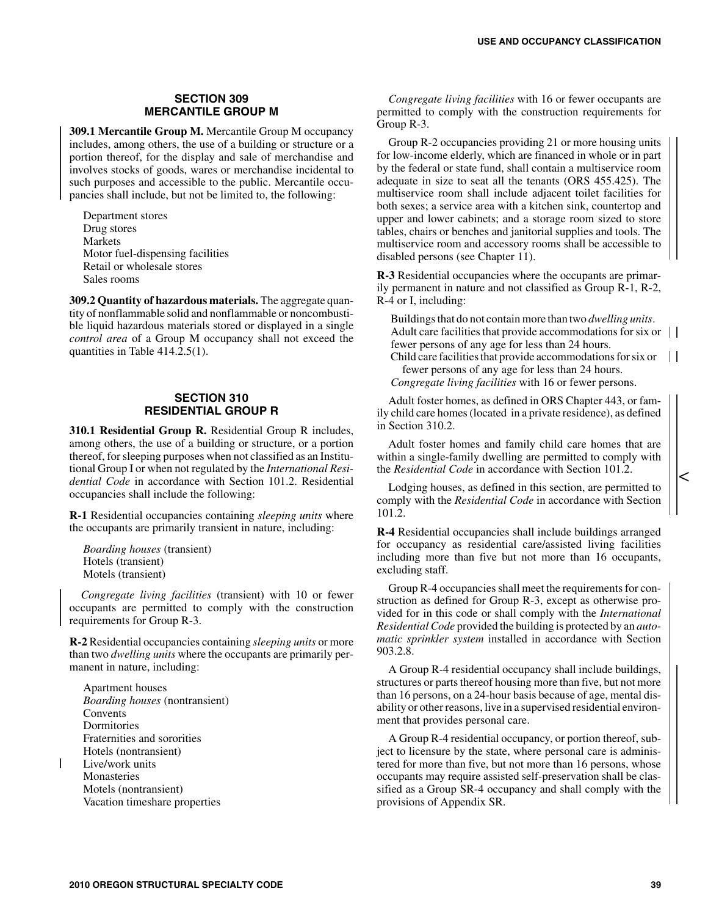## SECTION 309 MERCANTILE GROUP M

**309.1 Mercantile Group M.** Mercantile Group M occupancy includes, among others, the use of a building or structure or a portion thereof, for the display and sale of merchandise and involves stocks of goods, wares or merchandise incidental to such purposes and accessible to the public. Mercantile occupancies shall include, but not be limited to, the following:

Department stores
Drug stores
Markets
Motor fuel-dispensing facilities
Retail or wholesale stores
Sales rooms

**309.2 Quantity of hazardous materials.** The aggregate quantity of nonflammable solid and nonflammable or noncombustible liquid hazardous materials stored or displayed in a single *control area* of a Group M occupancy shall not exceed the quantities in Table 414.2.5(1).

## SECTION 310 RESIDENTIAL GROUP R

**310.1 Residential Group R.** Residential Group R includes, among others, the use of a building or structure, or a portion thereof, for sleeping purposes when not classified as an Institutional Group I or when not regulated by the *International Residential Code* in accordance with Section 101.2. Residential occupancies shall include the following:

**R-1** Residential occupancies containing *sleeping units* where the occupants are primarily transient in nature, including:

*Boarding houses* (transient)
Hotels (transient)
Motels (transient)

*Congregate living facilities* (transient) with 10 or fewer occupants are permitted to comply with the construction requirements for Group R-3.

**R-2** Residential occupancies containing *sleeping units* or more than two *dwelling units* where the occupants are primarily permanent in nature, including:

Apartment houses
*Boarding houses* (nontransient)
Convents
Dormitories
Fraternities and sororities
Hotels (nontransient)
Live/work units
Monasteries
Motels (nontransient)
Vacation timeshare properties

*Congregate living facilities* with 16 or fewer occupants are permitted to comply with the construction requirements for Group R-3.

Group R-2 occupancies providing 21 or more housing units for low-income elderly, which are financed in whole or in part by the federal or state fund, shall contain a multiservice room adequate in size to seat all the tenants (ORS 455.425). The multiservice room shall include adjacent toilet facilities for both sexes; a service area with a kitchen sink, countertop and upper and lower cabinets; and a storage room sized to store tables, chairs or benches and janitorial supplies and tools. The multiservice room and accessory rooms shall be accessible to disabled persons (see Chapter 11).

**R-3** Residential occupancies where the occupants are primarily permanent in nature and not classified as Group R-1, R-2, R-4 or I, including:

Buildings that do not contain more than two *dwelling units*.
Adult care facilities that provide accommodations for six or fewer persons of any age for less than 24 hours.
Child care facilities that provide accommodations for six or fewer persons of any age for less than 24 hours.
*Congregate living facilities* with 16 or fewer persons.

Adult foster homes, as defined in ORS Chapter 443, or family child care homes (located in a private residence), as defined in Section 310.2.

Adult foster homes and family child care homes that are within a single-family dwelling are permitted to comply with the *Residential Code* in accordance with Section 101.2.

Lodging houses, as defined in this section, are permitted to comply with the *Residential Code* in accordance with Section 101.2.

**R-4** Residential occupancies shall include buildings arranged for occupancy as residential care/assisted living facilities including more than five but not more than 16 occupants, excluding staff.

Group R-4 occupancies shall meet the requirements for construction as defined for Group R-3, except as otherwise provided for in this code or shall comply with the *International Residential Code* provided the building is protected by an *automatic sprinkler system* installed in accordance with Section 903.2.8.

A Group R-4 residential occupancy shall include buildings, structures or parts thereof housing more than five, but not more than 16 persons, on a 24-hour basis because of age, mental disability or other reasons, live in a supervised residential environment that provides personal care.

A Group R-4 residential occupancy, or portion thereof, subject to licensure by the state, where personal care is administered for more than five, but not more than 16 persons, whose occupants may require assisted self-preservation shall be classified as a Group SR-4 occupancy and shall comply with the provisions of Appendix SR.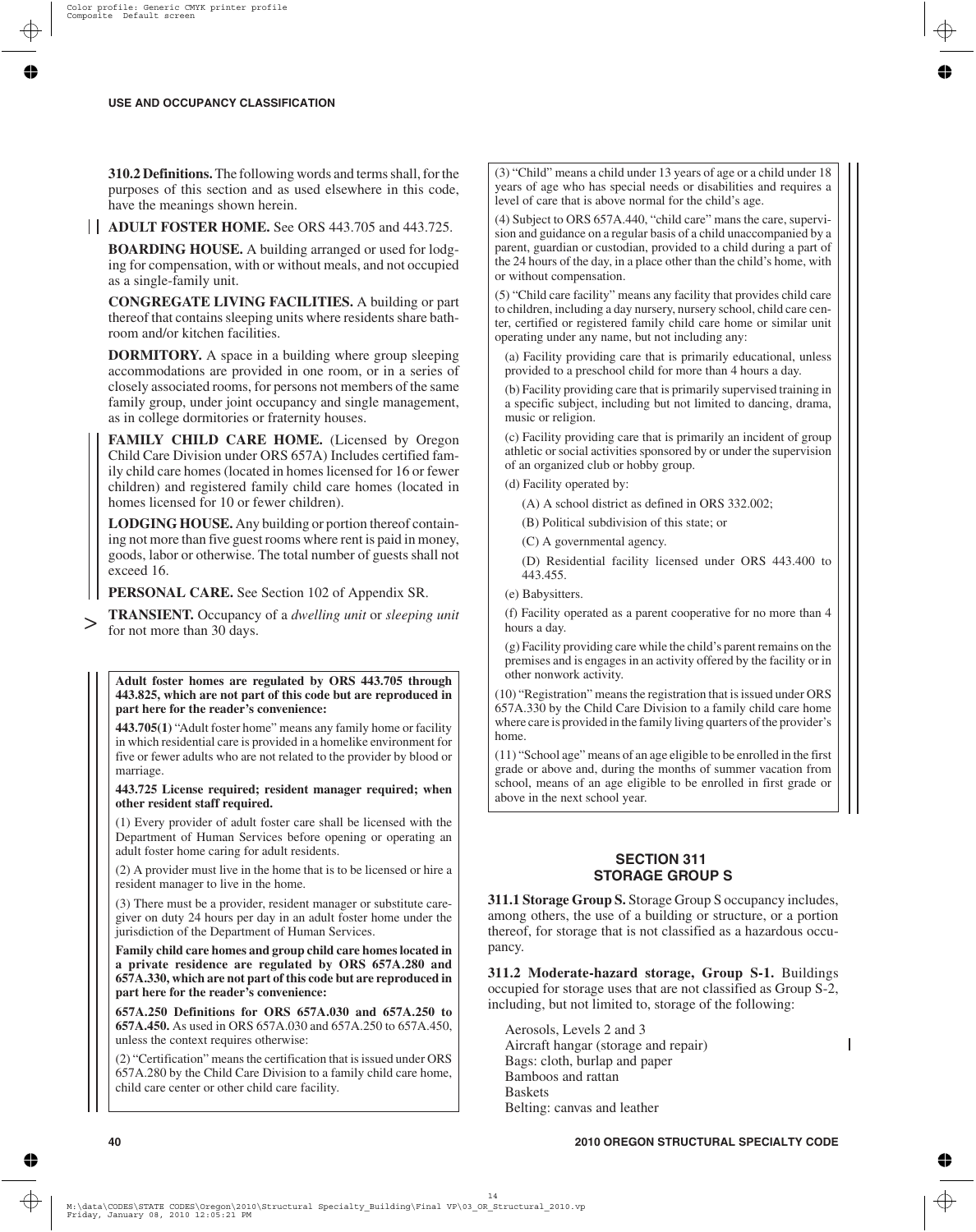**310.2 Definitions.** The following words and terms shall, for the purposes of this section and as used elsewhere in this code, have the meanings shown herein.

**ADULT FOSTER HOME.** See ORS 443.705 and 443.725.

**BOARDING HOUSE.** A building arranged or used for lodging for compensation, with or without meals, and not occupied as a single-family unit.

**CONGREGATE LIVING FACILITIES.** A building or part thereof that contains sleeping units where residents share bathroom and/or kitchen facilities.

**DORMITORY.** A space in a building where group sleeping accommodations are provided in one room, or in a series of closely associated rooms, for persons not members of the same family group, under joint occupancy and single management, as in college dormitories or fraternity houses.

**FAMILY CHILD CARE HOME.** (Licensed by Oregon Child Care Division under ORS 657A) Includes certified family child care homes (located in homes licensed for 16 or fewer children) and registered family child care homes (located in homes licensed for 10 or fewer children).

**LODGING HOUSE.** Any building or portion thereof containing not more than five guest rooms where rent is paid in money, goods, labor or otherwise. The total number of guests shall not exceed 16.

**PERSONAL CARE.** See Section 102 of Appendix SR.

**TRANSIENT.** Occupancy of a *dwelling unit* or *sleeping unit* for not more than 30 days.

**Adult foster homes are regulated by ORS 443.705 through 443.825, which are not part of this code but are reproduced in part here for the reader's convenience:**

**443.705(1)** "Adult foster home" means any family home or facility in which residential care is provided in a homelike environment for five or fewer adults who are not related to the provider by blood or marriage.

**443.725 License required; resident manager required; when other resident staff required.**

(1) Every provider of adult foster care shall be licensed with the Department of Human Services before opening or operating an adult foster home caring for adult residents.

(2) A provider must live in the home that is to be licensed or hire a resident manager to live in the home.

(3) There must be a provider, resident manager or substitute caregiver on duty 24 hours per day in an adult foster home under the jurisdiction of the Department of Human Services.

**Family child care homes and group child care homes located in a private residence are regulated by ORS 657A.280 and 657A.330, which are not part of this code but are reproduced in part here for the reader's convenience:**

**657A.250 Definitions for ORS 657A.030 and 657A.250 to 657A.450.** As used in ORS 657A.030 and 657A.250 to 657A.450, unless the context requires otherwise:

(2) "Certification" means the certification that is issued under ORS 657A.280 by the Child Care Division to a family child care home, child care center or other child care facility.

(3) "Child" means a child under 13 years of age or a child under 18 years of age who has special needs or disabilities and requires a level of care that is above normal for the child's age.

(4) Subject to ORS 657A.440, "child care" mans the care, supervision and guidance on a regular basis of a child unaccompanied by a parent, guardian or custodian, provided to a child during a part of the 24 hours of the day, in a place other than the child's home, with or without compensation.

(5) "Child care facility" means any facility that provides child care to children, including a day nursery, nursery school, child care center, certified or registered family child care home or similar unit operating under any name, but not including any:

(a) Facility providing care that is primarily educational, unless provided to a preschool child for more than 4 hours a day.

(b) Facility providing care that is primarily supervised training in a specific subject, including but not limited to dancing, drama, music or religion.

(c) Facility providing care that is primarily an incident of group athletic or social activities sponsored by or under the supervision of an organized club or hobby group.

(d) Facility operated by:

(A) A school district as defined in ORS 332.002;

(B) Political subdivision of this state; or

(C) A governmental agency.

(D) Residential facility licensed under ORS 443.400 to 443.455.

(e) Babysitters.

(f) Facility operated as a parent cooperative for no more than 4 hours a day.

(g) Facility providing care while the child's parent remains on the premises and is engages in an activity offered by the facility or in other nonwork activity.

(10) "Registration" means the registration that is issued under ORS 657A.330 by the Child Care Division to a family child care home where care is provided in the family living quarters of the provider's home.

(11) "School age" means of an age eligible to be enrolled in the first grade or above and, during the months of summer vacation from school, means of an age eligible to be enrolled in first grade or above in the next school year.

## SECTION 311
## STORAGE GROUP S

**311.1 Storage Group S.** Storage Group S occupancy includes, among others, the use of a building or structure, or a portion thereof, for storage that is not classified as a hazardous occupancy.

**311.2 Moderate-hazard storage, Group S-1.** Buildings occupied for storage uses that are not classified as Group S-2, including, but not limited to, storage of the following:

Aerosols, Levels 2 and 3  
Aircraft hangar (storage and repair)  
Bags: cloth, burlap and paper  
Bamboos and rattan  
Baskets  
Belting: canvas and leather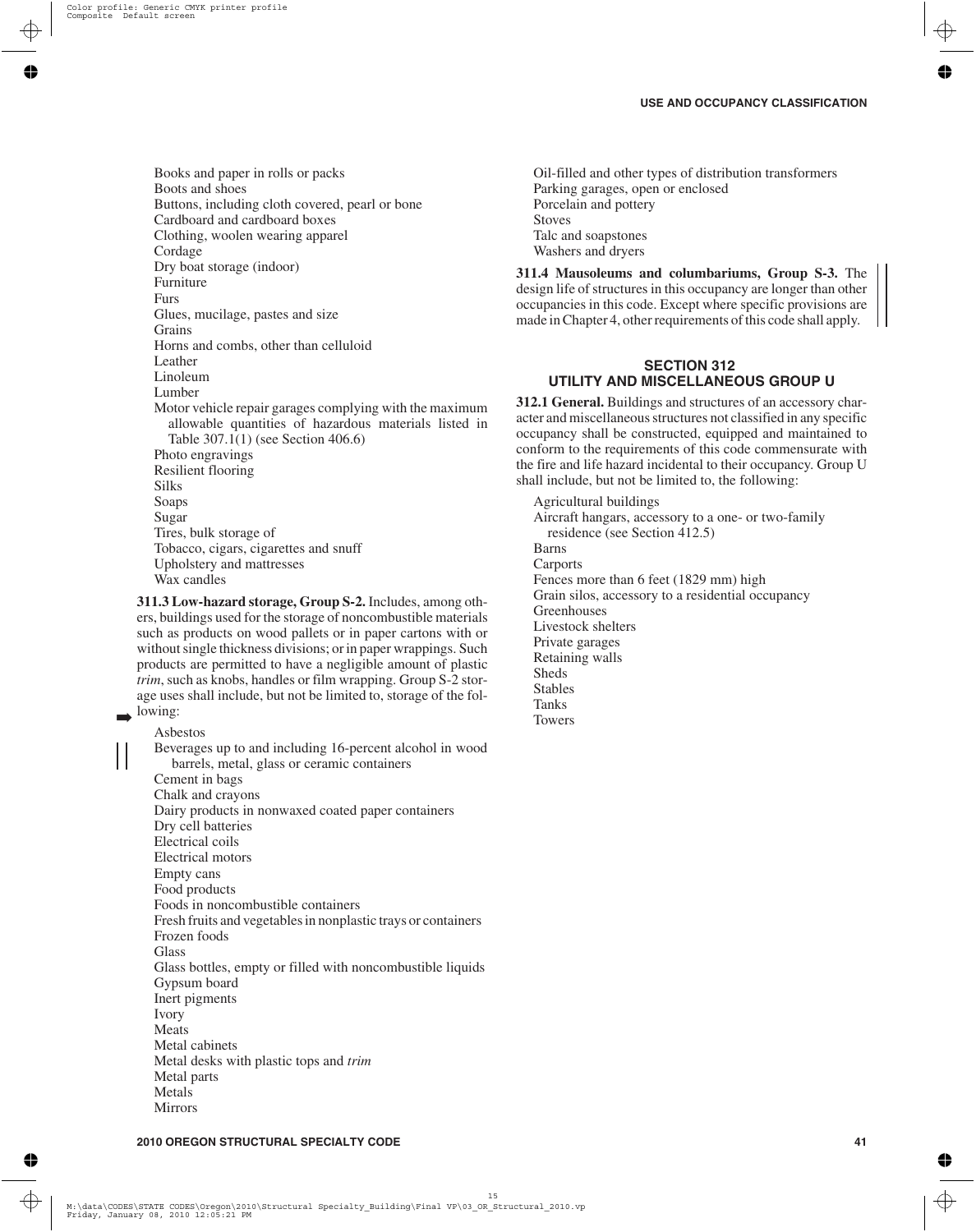Books and paper in rolls or packs
Boots and shoes
Buttons, including cloth covered, pearl or bone
Cardboard and cardboard boxes
Clothing, woolen wearing apparel
Cordage
Dry boat storage (indoor)
Furniture
Furs
Glues, mucilage, pastes and size
Grains
Horns and combs, other than celluloid
Leather
Linoleum
Lumber
Motor vehicle repair garages complying with the maximum allowable quantities of hazardous materials listed in Table 307.1(1) (see Section 406.6)
Photo engravings
Resilient flooring
Silks
Soaps
Sugar
Tires, bulk storage of
Tobacco, cigars, cigarettes and snuff
Upholstery and mattresses
Wax candles

**311.3 Low-hazard storage, Group S-2.** Includes, among others, buildings used for the storage of noncombustible materials such as products on wood pallets or in paper cartons with or without single thickness divisions; or in paper wrappings. Such products are permitted to have a negligible amount of plastic *trim*, such as knobs, handles or film wrapping. Group S-2 storage uses shall include, but not be limited to, storage of the following:

Asbestos
Beverages up to and including 16-percent alcohol in wood barrels, metal, glass or ceramic containers
Cement in bags
Chalk and crayons
Dairy products in nonwaxed coated paper containers
Dry cell batteries
Electrical coils
Electrical motors
Empty cans
Food products
Foods in noncombustible containers
Fresh fruits and vegetables in nonplastic trays or containers
Frozen foods
Glass
Glass bottles, empty or filled with noncombustible liquids
Gypsum board
Inert pigments
Ivory
Meats
Metal cabinets
Metal desks with plastic tops and *trim*
Metal parts
Metals
Mirrors
Oil-filled and other types of distribution transformers
Parking garages, open or enclosed
Porcelain and pottery
Stoves
Talc and soapstones
Washers and dryers

**311.4 Mausoleums and columbariums, Group S-3.** The design life of structures in this occupancy are longer than other occupancies in this code. Except where specific provisions are made in Chapter 4, other requirements of this code shall apply.

## SECTION 312
## UTILITY AND MISCELLANEOUS GROUP U

**312.1 General.** Buildings and structures of an accessory character and miscellaneous structures not classified in any specific occupancy shall be constructed, equipped and maintained to conform to the requirements of this code commensurate with the fire and life hazard incidental to their occupancy. Group U shall include, but not be limited to, the following:

Agricultural buildings
Aircraft hangars, accessory to a one- or two-family residence (see Section 412.5)
Barns
Carports
Fences more than 6 feet (1829 mm) high
Grain silos, accessory to a residential occupancy
Greenhouses
Livestock shelters
Private garages
Retaining walls
Sheds
Stables
Tanks
Towers